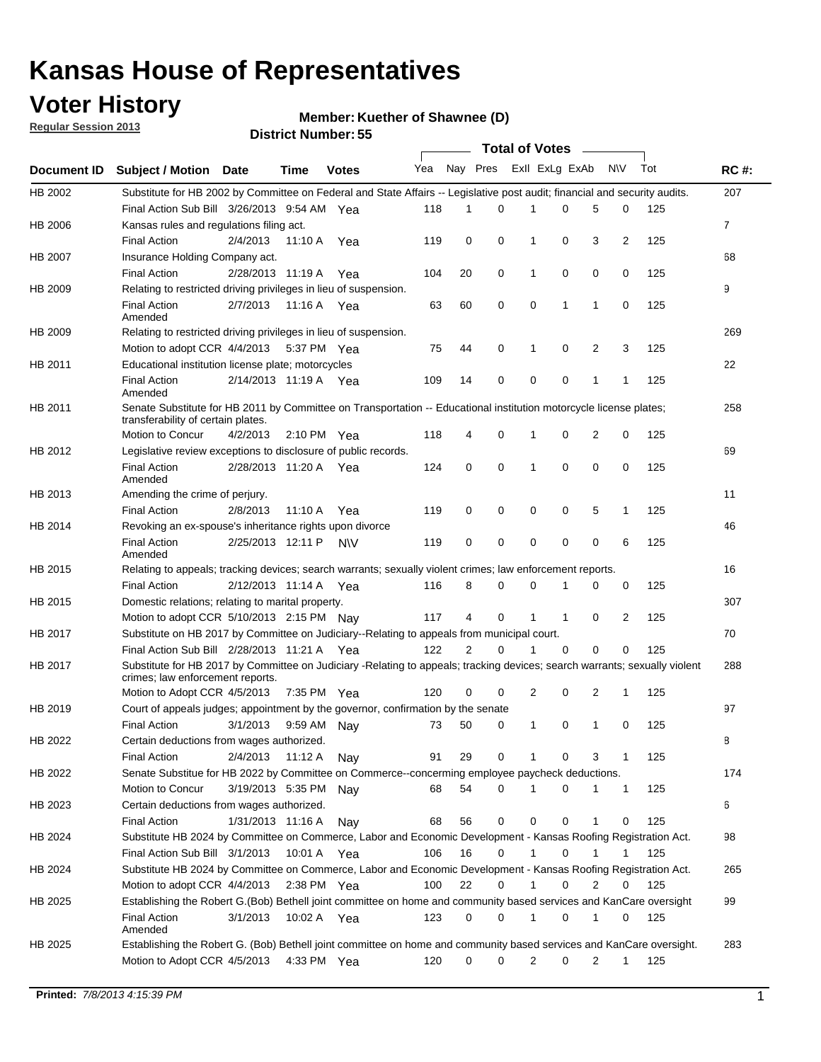# Kansas House of Representatives

## Voter History

**Regular Session 2013**

**Member: Kuether of Shawnee (D)**

**District Number: 55**

| Document ID | Subject / Motion | Date | Time | Votes | Yea | Nay | Pres | ExlI | ExLg | ExAb | N\V | Tot | RC #: |
|---|---|---|---|---|---|---|---|---|---|---|---|---|---|
| HB 2002 | Substitute for HB 2002 by Committee on Federal and State Affairs -- Legislative post audit; financial and security audits. | | | | | | | | | | | | 207 |
| | Final Action Sub Bill | 3/26/2013 | 9:54 AM | Yea | 118 | 1 | 0 | 1 | 0 | 5 | 0 | 125 | |
| HB 2006 | Kansas rules and regulations filing act. | | | | | | | | | | | | 7 |
| | Final Action | 2/4/2013 | 11:10 A | Yea | 119 | 0 | 0 | 1 | 0 | 3 | 2 | 125 | |
| HB 2007 | Insurance Holding Company act. | | | | | | | | | | | | 68 |
| | Final Action | 2/28/2013 | 11:19 A | Yea | 104 | 20 | 0 | 1 | 0 | 0 | 0 | 125 | |
| HB 2009 | Relating to restricted driving privileges in lieu of suspension. | | | | | | | | | | | | 9 |
| | Final Action Amended | 2/7/2013 | 11:16 A | Yea | 63 | 60 | 0 | 0 | 1 | 1 | 0 | 125 | |
| HB 2009 | Relating to restricted driving privileges in lieu of suspension. | | | | | | | | | | | | 269 |
| | Motion to adopt CCR | 4/4/2013 | 5:37 PM | Yea | 75 | 44 | 0 | 1 | 0 | 2 | 3 | 125 | |
| HB 2011 | Educational institution license plate; motorcycles | | | | | | | | | | | | 22 |
| | Final Action Amended | 2/14/2013 | 11:19 A | Yea | 109 | 14 | 0 | 0 | 0 | 1 | 1 | 125 | |
| HB 2011 | Senate Substitute for HB 2011 by Committee on Transportation -- Educational institution motorcycle license plates; transferability of certain plates. | | | | | | | | | | | | 258 |
| | Motion to Concur | 4/2/2013 | 2:10 PM | Yea | 118 | 4 | 0 | 1 | 0 | 2 | 0 | 125 | |
| HB 2012 | Legislative review exceptions to disclosure of public records. | | | | | | | | | | | | 69 |
| | Final Action Amended | 2/28/2013 | 11:20 A | Yea | 124 | 0 | 0 | 1 | 0 | 0 | 0 | 125 | |
| HB 2013 | Amending the crime of perjury. | | | | | | | | | | | | 11 |
| | Final Action | 2/8/2013 | 11:10 A | Yea | 119 | 0 | 0 | 0 | 0 | 5 | 1 | 125 | |
| HB 2014 | Revoking an ex-spouse's inheritance rights upon divorce | | | | | | | | | | | | 46 |
| | Final Action Amended | 2/25/2013 | 12:11 P | N\V | 119 | 0 | 0 | 0 | 0 | 0 | 6 | 125 | |
| HB 2015 | Relating to appeals; tracking devices; search warrants; sexually violent crimes; law enforcement reports. | | | | | | | | | | | | 16 |
| | Final Action | 2/12/2013 | 11:14 A | Yea | 116 | 8 | 0 | 0 | 1 | 0 | 0 | 125 | |
| HB 2015 | Domestic relations; relating to marital property. | | | | | | | | | | | | 307 |
| | Motion to adopt CCR | 5/10/2013 | 2:15 PM | Nay | 117 | 4 | 0 | 1 | 1 | 0 | 2 | 125 | |
| HB 2017 | Substitute on HB 2017 by Committee on Judiciary--Relating to appeals from municipal court. | | | | | | | | | | | | 70 |
| | Final Action Sub Bill | 2/28/2013 | 11:21 A | Yea | 122 | 2 | 0 | 1 | 0 | 0 | 0 | 125 | |
| HB 2017 | Substitute for HB 2017 by Committee on Judiciary -Relating to appeals; tracking devices; search warrants; sexually violent crimes; law enforcement reports. | | | | | | | | | | | | 288 |
| | Motion to Adopt CCR | 4/5/2013 | 7:35 PM | Yea | 120 | 0 | 0 | 2 | 0 | 2 | 1 | 125 | |
| HB 2019 | Court of appeals judges; appointment by the governor, confirmation by the senate | | | | | | | | | | | | 97 |
| | Final Action | 3/1/2013 | 9:59 AM | Nay | 73 | 50 | 0 | 1 | 0 | 1 | 0 | 125 | |
| HB 2022 | Certain deductions from wages authorized. | | | | | | | | | | | | 8 |
| | Final Action | 2/4/2013 | 11:12 A | Nay | 91 | 29 | 0 | 1 | 0 | 3 | 1 | 125 | |
| HB 2022 | Senate Substitue for HB 2022 by Committee on Commerce--concerning employee paycheck deductions. | | | | | | | | | | | | 174 |
| | Motion to Concur | 3/19/2013 | 5:35 PM | Nay | 68 | 54 | 0 | 1 | 0 | 1 | 1 | 125 | |
| HB 2023 | Certain deductions from wages authorized. | | | | | | | | | | | | 6 |
| | Final Action | 1/31/2013 | 11:16 A | Nay | 68 | 56 | 0 | 0 | 0 | 1 | 0 | 125 | |
| HB 2024 | Substitute HB 2024 by Committee on Commerce, Labor and Economic Development - Kansas Roofing Registration Act. | | | | | | | | | | | | 98 |
| | Final Action Sub Bill | 3/1/2013 | 10:01 A | Yea | 106 | 16 | 0 | 1 | 0 | 1 | 1 | 125 | |
| HB 2024 | Substitute HB 2024 by Committee on Commerce, Labor and Economic Development - Kansas Roofing Registration Act. | | | | | | | | | | | | 265 |
| | Motion to adopt CCR | 4/4/2013 | 2:38 PM | Yea | 100 | 22 | 0 | 1 | 0 | 2 | 0 | 125 | |
| HB 2025 | Establishing the Robert G.(Bob) Bethell joint committee on home and community based services and KanCare oversight | | | | | | | | | | | | 99 |
| | Final Action Amended | 3/1/2013 | 10:02 A | Yea | 123 | 0 | 0 | 1 | 0 | 1 | 0 | 125 | |
| HB 2025 | Establishing the Robert G. (Bob) Bethell joint committee on home and community based services and KanCare oversight. | | | | | | | | | | | | 283 |
| | Motion to Adopt CCR | 4/5/2013 | 4:33 PM | Yea | 120 | 0 | 0 | 2 | 0 | 2 | 1 | 125 | |

**Printed:** *7/8/2013 4:15:39 PM*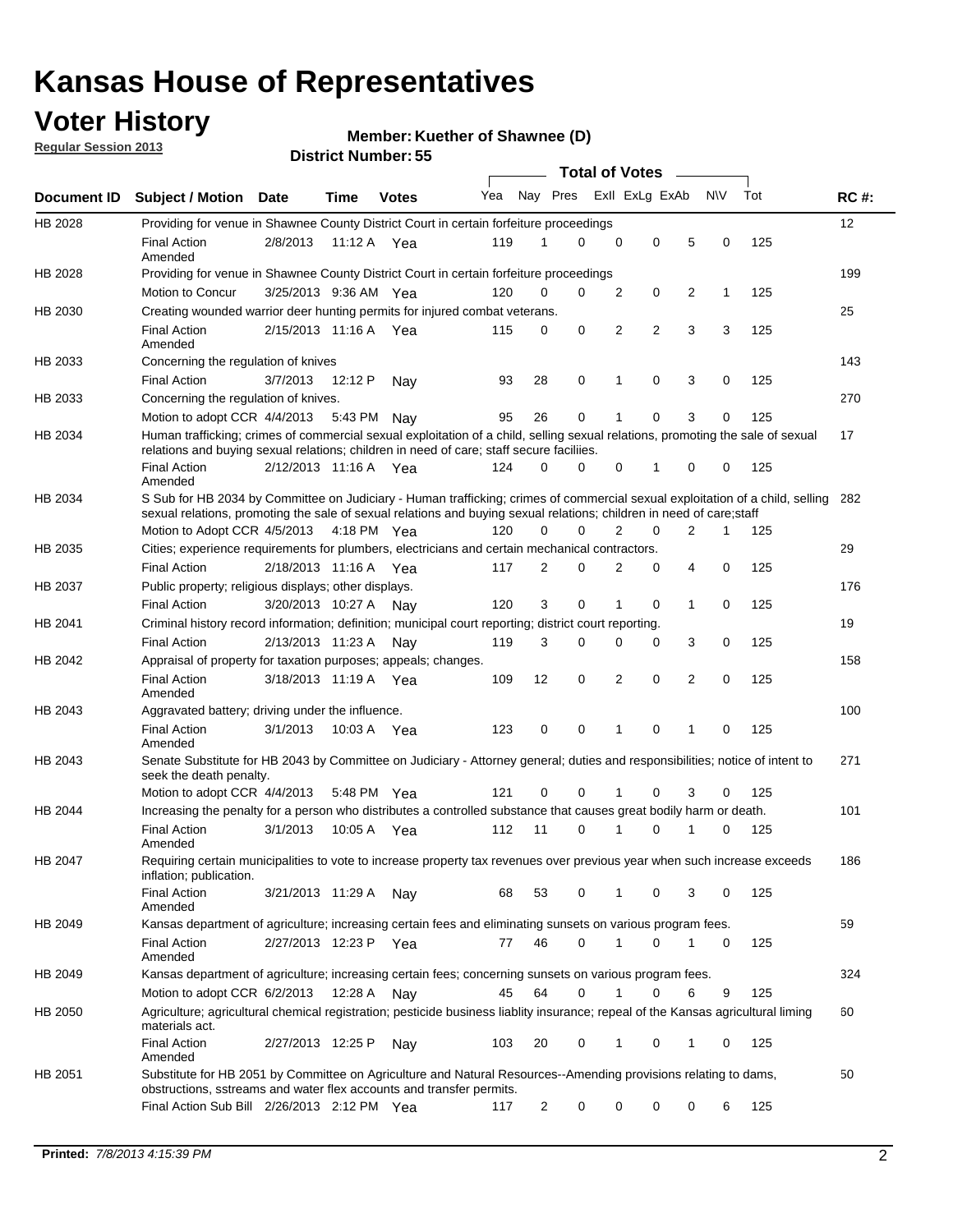# Kansas House of Representatives

## Voter History

**Regular Session 2013**

**Member: Kuether of Shawnee (D)**

**District Number: 55**

| Document ID | Subject / Motion | Date | Time | Votes | Yea | Nay | Pres | ExII | ExLg | ExAb | N\V | Tot | RC #: |
|---|---|---|---|---|---|---|---|---|---|---|---|---|---|
| HB 2028 | Providing for venue in Shawnee County District Court in certain forfeiture proceedings | | | | | | | | | | | | 12 |
| | Final Action Amended | 2/8/2013 | 11:12 A | Yea | 119 | 1 | 0 | 0 | 0 | 5 | 0 | 125 | |
| HB 2028 | Providing for venue in Shawnee County District Court in certain forfeiture proceedings | | | | | | | | | | | | 199 |
| | Motion to Concur | 3/25/2013 | 9:36 AM | Yea | 120 | 0 | 0 | 2 | 0 | 2 | 1 | 125 | |
| HB 2030 | Creating wounded warrior deer hunting permits for injured combat veterans. | | | | | | | | | | | | 25 |
| | Final Action Amended | 2/15/2013 | 11:16 A | Yea | 115 | 0 | 0 | 2 | 2 | 3 | 3 | 125 | |
| HB 2033 | Concerning the regulation of knives | | | | | | | | | | | | 143 |
| | Final Action | 3/7/2013 | 12:12 P | Nay | 93 | 28 | 0 | 1 | 0 | 3 | 0 | 125 | |
| HB 2033 | Concerning the regulation of knives. | | | | | | | | | | | | 270 |
| | Motion to adopt CCR | 4/4/2013 | 5:43 PM | Nay | 95 | 26 | 0 | 1 | 0 | 3 | 0 | 125 | |
| HB 2034 | Human trafficking; crimes of commercial sexual exploitation of a child, selling sexual relations, promoting the sale of sexual relations and buying sexual relations; children in need of care; staff secure faciliies. | | | | | | | | | | | | 17 |
| | Final Action Amended | 2/12/2013 | 11:16 A | Yea | 124 | 0 | 0 | 0 | 1 | 0 | 0 | 125 | |
| HB 2034 | S Sub for HB 2034 by Committee on Judiciary - Human trafficking; crimes of commercial sexual exploitation of a child, selling sexual relations, promoting the sale of sexual relations and buying sexual relations; children in need of care;staff | | | | | | | | | | | | 282 |
| | Motion to Adopt CCR | 4/5/2013 | 4:18 PM | Yea | 120 | 0 | 0 | 2 | 0 | 2 | 1 | 125 | |
| HB 2035 | Cities; experience requirements for plumbers, electricians and certain mechanical contractors. | | | | | | | | | | | | 29 |
| | Final Action | 2/18/2013 | 11:16 A | Yea | 117 | 2 | 0 | 2 | 0 | 4 | 0 | 125 | |
| HB 2037 | Public property; religious displays; other displays. | | | | | | | | | | | | 176 |
| | Final Action | 3/20/2013 | 10:27 A | Nay | 120 | 3 | 0 | 1 | 0 | 1 | 0 | 125 | |
| HB 2041 | Criminal history record information; definition; municipal court reporting; district court reporting. | | | | | | | | | | | | 19 |
| | Final Action | 2/13/2013 | 11:23 A | Nay | 119 | 3 | 0 | 0 | 0 | 3 | 0 | 125 | |
| HB 2042 | Appraisal of property for taxation purposes; appeals; changes. | | | | | | | | | | | | 158 |
| | Final Action Amended | 3/18/2013 | 11:19 A | Yea | 109 | 12 | 0 | 2 | 0 | 2 | 0 | 125 | |
| HB 2043 | Aggravated battery; driving under the influence. | | | | | | | | | | | | 100 |
| | Final Action Amended | 3/1/2013 | 10:03 A | Yea | 123 | 0 | 0 | 1 | 0 | 1 | 0 | 125 | |
| HB 2043 | Senate Substitute for HB 2043 by Committee on Judiciary - Attorney general; duties and responsibilities; notice of intent to seek the death penalty. | | | | | | | | | | | | 271 |
| | Motion to adopt CCR | 4/4/2013 | 5:48 PM | Yea | 121 | 0 | 0 | 1 | 0 | 3 | 0 | 125 | |
| HB 2044 | Increasing the penalty for a person who distributes a controlled substance that causes great bodily harm or death. | | | | | | | | | | | | 101 |
| | Final Action Amended | 3/1/2013 | 10:05 A | Yea | 112 | 11 | 0 | 1 | 0 | 1 | 0 | 125 | |
| HB 2047 | Requiring certain municipalities to vote to increase property tax revenues over previous year when such increase exceeds inflation; publication. | | | | | | | | | | | | 186 |
| | Final Action Amended | 3/21/2013 | 11:29 A | Nay | 68 | 53 | 0 | 1 | 0 | 3 | 0 | 125 | |
| HB 2049 | Kansas department of agriculture; increasing certain fees and eliminating sunsets on various program fees. | | | | | | | | | | | | 59 |
| | Final Action Amended | 2/27/2013 | 12:23 P | Yea | 77 | 46 | 0 | 1 | 0 | 1 | 0 | 125 | |
| HB 2049 | Kansas department of agriculture; increasing certain fees; concerning sunsets on various program fees. | | | | | | | | | | | | 324 |
| | Motion to adopt CCR | 6/2/2013 | 12:28 A | Nay | 45 | 64 | 0 | 1 | 0 | 6 | 9 | 125 | |
| HB 2050 | Agriculture; agricultural chemical registration; pesticide business liablity insurance; repeal of the Kansas agricultural liming materials act. | | | | | | | | | | | | 60 |
| | Final Action Amended | 2/27/2013 | 12:25 P | Nay | 103 | 20 | 0 | 1 | 0 | 1 | 0 | 125 | |
| HB 2051 | Substitute for HB 2051 by Committee on Agriculture and Natural Resources--Amending provisions relating to dams, obstructions, sstreams and water flex accounts and transfer permits. | | | | | | | | | | | | 50 |
| | Final Action Sub Bill | 2/26/2013 | 2:12 PM | Yea | 117 | 2 | 0 | 0 | 0 | 0 | 6 | 125 | |

**Printed:** *7/8/2013 4:15:39 PM*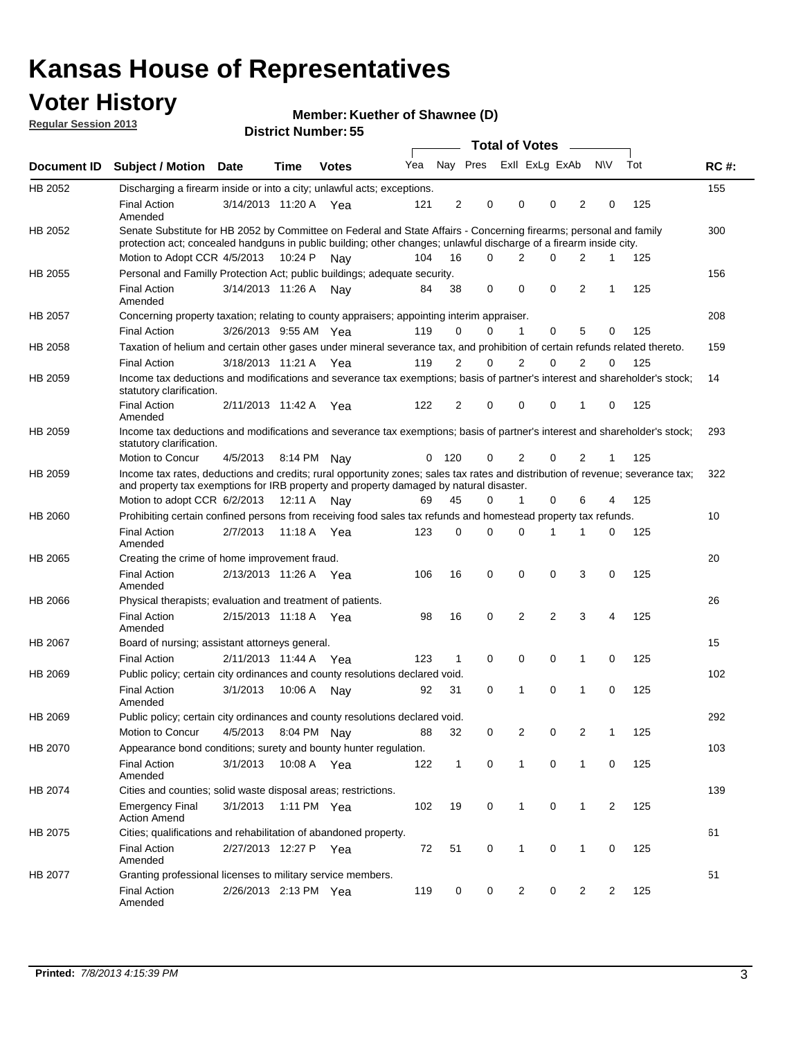# Kansas House of Representatives

## Voter History

**Regular Session 2013**

**Member: Kuether of Shawnee (D)**

**District Number: 55**

| Document ID | Subject / Motion | Date | Time | Votes | Yea | Nay | Pres | ExII | ExLg | ExAb | N\V | Tot | RC #: |
|---|---|---|---|---|---|---|---|---|---|---|---|---|---|
| HB 2052 | Discharging a firearm inside or into a city; unlawful acts; exceptions. | | | | | | | | | | | | 155 |
| | Final Action Amended | 3/14/2013 | 11:20 A | Yea | 121 | 2 | 0 | 0 | 0 | 2 | 0 | 125 | |
| HB 2052 | Senate Substitute for HB 2052 by Committee on Federal and State Affairs - Concerning firearms; personal and family protection act; concealed handguns in public building; other changes; unlawful discharge of a firearm inside city. | | | | | | | | | | | | 300 |
| | Motion to Adopt CCR | 4/5/2013 | 10:24 P | Nay | 104 | 16 | 0 | 2 | 0 | 2 | 1 | 125 | |
| HB 2055 | Personal and Familly Protection Act; public buildings; adequate security. | | | | | | | | | | | | 156 |
| | Final Action Amended | 3/14/2013 | 11:26 A | Nay | 84 | 38 | 0 | 0 | 0 | 2 | 1 | 125 | |
| HB 2057 | Concerning property taxation; relating to county appraisers; appointing interim appraiser. | | | | | | | | | | | | 208 |
| | Final Action | 3/26/2013 | 9:55 AM | Yea | 119 | 0 | 0 | 1 | 0 | 5 | 0 | 125 | |
| HB 2058 | Taxation of helium and certain other gases under mineral severance tax, and prohibition of certain refunds related thereto. | | | | | | | | | | | | 159 |
| | Final Action | 3/18/2013 | 11:21 A | Yea | 119 | 2 | 0 | 2 | 0 | 2 | 0 | 125 | |
| HB 2059 | Income tax deductions and modifications and severance tax exemptions; basis of partner's interest and shareholder's stock; statutory clarification. | | | | | | | | | | | | 14 |
| | Final Action Amended | 2/11/2013 | 11:42 A | Yea | 122 | 2 | 0 | 0 | 0 | 1 | 0 | 125 | |
| HB 2059 | Income tax deductions and modifications and severance tax exemptions; basis of partner's interest and shareholder's stock; statutory clarification. | | | | | | | | | | | | 293 |
| | Motion to Concur | 4/5/2013 | 8:14 PM | Nay | 0 | 120 | 0 | 2 | 0 | 2 | 1 | 125 | |
| HB 2059 | Income tax rates, deductions and credits; rural opportunity zones; sales tax rates and distribution of revenue; severance tax; and property tax exemptions for IRB property and property damaged by natural disaster. | | | | | | | | | | | | 322 |
| | Motion to adopt CCR | 6/2/2013 | 12:11 A | Nay | 69 | 45 | 0 | 1 | 0 | 6 | 4 | 125 | |
| HB 2060 | Prohibiting certain confined persons from receiving food sales tax refunds and homestead property tax refunds. | | | | | | | | | | | | 10 |
| | Final Action Amended | 2/7/2013 | 11:18 A | Yea | 123 | 0 | 0 | 0 | 1 | 1 | 0 | 125 | |
| HB 2065 | Creating the crime of home improvement fraud. | | | | | | | | | | | | 20 |
| | Final Action Amended | 2/13/2013 | 11:26 A | Yea | 106 | 16 | 0 | 0 | 0 | 3 | 0 | 125 | |
| HB 2066 | Physical therapists; evaluation and treatment of patients. | | | | | | | | | | | | 26 |
| | Final Action Amended | 2/15/2013 | 11:18 A | Yea | 98 | 16 | 0 | 2 | 2 | 3 | 4 | 125 | |
| HB 2067 | Board of nursing; assistant attorneys general. | | | | | | | | | | | | 15 |
| | Final Action | 2/11/2013 | 11:44 A | Yea | 123 | 1 | 0 | 0 | 0 | 1 | 0 | 125 | |
| HB 2069 | Public policy; certain city ordinances and county resolutions declared void. | | | | | | | | | | | | 102 |
| | Final Action Amended | 3/1/2013 | 10:06 A | Nay | 92 | 31 | 0 | 1 | 0 | 1 | 0 | 125 | |
| HB 2069 | Public policy; certain city ordinances and county resolutions declared void. | | | | | | | | | | | | 292 |
| | Motion to Concur | 4/5/2013 | 8:04 PM | Nay | 88 | 32 | 0 | 2 | 0 | 2 | 1 | 125 | |
| HB 2070 | Appearance bond conditions; surety and bounty hunter regulation. | | | | | | | | | | | | 103 |
| | Final Action Amended | 3/1/2013 | 10:08 A | Yea | 122 | 1 | 0 | 1 | 0 | 1 | 0 | 125 | |
| HB 2074 | Cities and counties; solid waste disposal areas; restrictions. | | | | | | | | | | | | 139 |
| | Emergency Final Action Amend | 3/1/2013 | 1:11 PM | Yea | 102 | 19 | 0 | 1 | 0 | 1 | 2 | 125 | |
| HB 2075 | Cities; qualifications and rehabilitation of abandoned property. | | | | | | | | | | | | 61 |
| | Final Action Amended | 2/27/2013 | 12:27 P | Yea | 72 | 51 | 0 | 1 | 0 | 1 | 0 | 125 | |
| HB 2077 | Granting professional licenses to military service members. | | | | | | | | | | | | 51 |
| | Final Action Amended | 2/26/2013 | 2:13 PM | Yea | 119 | 0 | 0 | 2 | 0 | 2 | 2 | 125 | |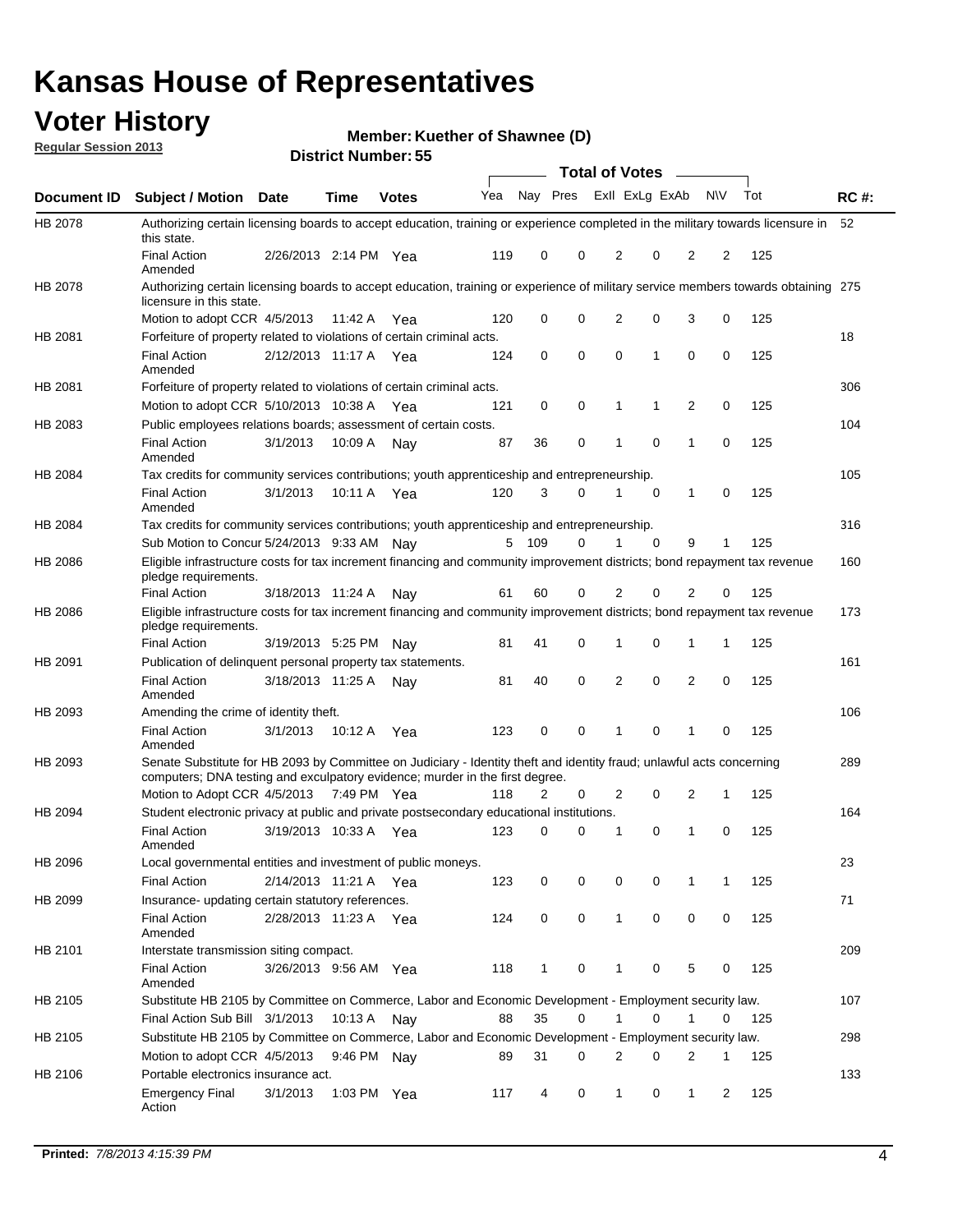# Kansas House of Representatives

## Voter History

**Regular Session 2013**

**Member: Kuether of Shawnee (D)**

**District Number: 55**

| Document ID | Subject / Motion | Date | Time | Votes | Yea | Nay | Pres | ExII | ExLg | ExAb | N\V | Tot | RC #: |
|---|---|---|---|---|---|---|---|---|---|---|---|---|---|
| HB 2078 | Authorizing certain licensing boards to accept education, training or experience completed in the military towards licensure in this state. | | | | | | | | | | | | 52 |
| | Final Action Amended | 2/26/2013 | 2:14 PM | Yea | 119 | 0 | 0 | 2 | 0 | 2 | 2 | 125 | |
| HB 2078 | Authorizing certain licensing boards to accept education, training or experience of military service members towards obtaining licensure in this state. | | | | | | | | | | | | 275 |
| | Motion to adopt CCR | 4/5/2013 | 11:42 A | Yea | 120 | 0 | 0 | 2 | 0 | 3 | 0 | 125 | |
| HB 2081 | Forfeiture of property related to violations of certain criminal acts. | | | | | | | | | | | | 18 |
| | Final Action Amended | 2/12/2013 | 11:17 A | Yea | 124 | 0 | 0 | 0 | 1 | 0 | 0 | 125 | |
| HB 2081 | Forfeiture of property related to violations of certain criminal acts. | | | | | | | | | | | | 306 |
| | Motion to adopt CCR | 5/10/2013 | 10:38 A | Yea | 121 | 0 | 0 | 1 | 1 | 2 | 0 | 125 | |
| HB 2083 | Public employees relations boards; assessment of certain costs. | | | | | | | | | | | | 104 |
| | Final Action Amended | 3/1/2013 | 10:09 A | Nay | 87 | 36 | 0 | 1 | 0 | 1 | 0 | 125 | |
| HB 2084 | Tax credits for community services contributions; youth apprenticeship and entrepreneurship. | | | | | | | | | | | | 105 |
| | Final Action Amended | 3/1/2013 | 10:11 A | Yea | 120 | 3 | 0 | 1 | 0 | 1 | 0 | 125 | |
| HB 2084 | Tax credits for community services contributions; youth apprenticeship and entrepreneurship. | | | | | | | | | | | | 316 |
| | Sub Motion to Concur | 5/24/2013 | 9:33 AM | Nay | 5 | 109 | 0 | 1 | 0 | 9 | 1 | 125 | |
| HB 2086 | Eligible infrastructure costs for tax increment financing and community improvement districts; bond repayment tax revenue pledge requirements. | | | | | | | | | | | | 160 |
| | Final Action | 3/18/2013 | 11:24 A | Nay | 61 | 60 | 0 | 2 | 0 | 2 | 0 | 125 | |
| HB 2086 | Eligible infrastructure costs for tax increment financing and community improvement districts; bond repayment tax revenue pledge requirements. | | | | | | | | | | | | 173 |
| | Final Action | 3/19/2013 | 5:25 PM | Nay | 81 | 41 | 0 | 1 | 0 | 1 | 1 | 125 | |
| HB 2091 | Publication of delinquent personal property tax statements. | | | | | | | | | | | | 161 |
| | Final Action Amended | 3/18/2013 | 11:25 A | Nay | 81 | 40 | 0 | 2 | 0 | 2 | 0 | 125 | |
| HB 2093 | Amending the crime of identity theft. | | | | | | | | | | | | 106 |
| | Final Action Amended | 3/1/2013 | 10:12 A | Yea | 123 | 0 | 0 | 1 | 0 | 1 | 0 | 125 | |
| HB 2093 | Senate Substitute for HB 2093 by Committee on Judiciary - Identity theft and identity fraud; unlawful acts concerning computers; DNA testing and exculpatory evidence; murder in the first degree. | | | | | | | | | | | | 289 |
| | Motion to Adopt CCR | 4/5/2013 | 7:49 PM | Yea | 118 | 2 | 0 | 2 | 0 | 2 | 1 | 125 | |
| HB 2094 | Student electronic privacy at public and private postsecondary educational institutions. | | | | | | | | | | | | 164 |
| | Final Action Amended | 3/19/2013 | 10:33 A | Yea | 123 | 0 | 0 | 1 | 0 | 1 | 0 | 125 | |
| HB 2096 | Local governmental entities and investment of public moneys. | | | | | | | | | | | | 23 |
| | Final Action | 2/14/2013 | 11:21 A | Yea | 123 | 0 | 0 | 0 | 0 | 1 | 1 | 125 | |
| HB 2099 | Insurance- updating certain statutory references. | | | | | | | | | | | | 71 |
| | Final Action Amended | 2/28/2013 | 11:23 A | Yea | 124 | 0 | 0 | 1 | 0 | 0 | 0 | 125 | |
| HB 2101 | Interstate transmission siting compact. | | | | | | | | | | | | 209 |
| | Final Action Amended | 3/26/2013 | 9:56 AM | Yea | 118 | 1 | 0 | 1 | 0 | 5 | 0 | 125 | |
| HB 2105 | Substitute HB 2105 by Committee on Commerce, Labor and Economic Development - Employment security law. | | | | | | | | | | | | 107 |
| | Final Action Sub Bill | 3/1/2013 | 10:13 A | Nay | 88 | 35 | 0 | 1 | 0 | 1 | 0 | 125 | |
| HB 2105 | Substitute HB 2105 by Committee on Commerce, Labor and Economic Development - Employment security law. | | | | | | | | | | | | 298 |
| | Motion to adopt CCR | 4/5/2013 | 9:46 PM | Nay | 89 | 31 | 0 | 2 | 0 | 2 | 1 | 125 | |
| HB 2106 | Portable electronics insurance act. | | | | | | | | | | | | 133 |
| | Emergency Final Action | 3/1/2013 | 1:03 PM | Yea | 117 | 4 | 0 | 1 | 0 | 1 | 2 | 125 | |

**Printed:** *7/8/2013 4:15:39 PM*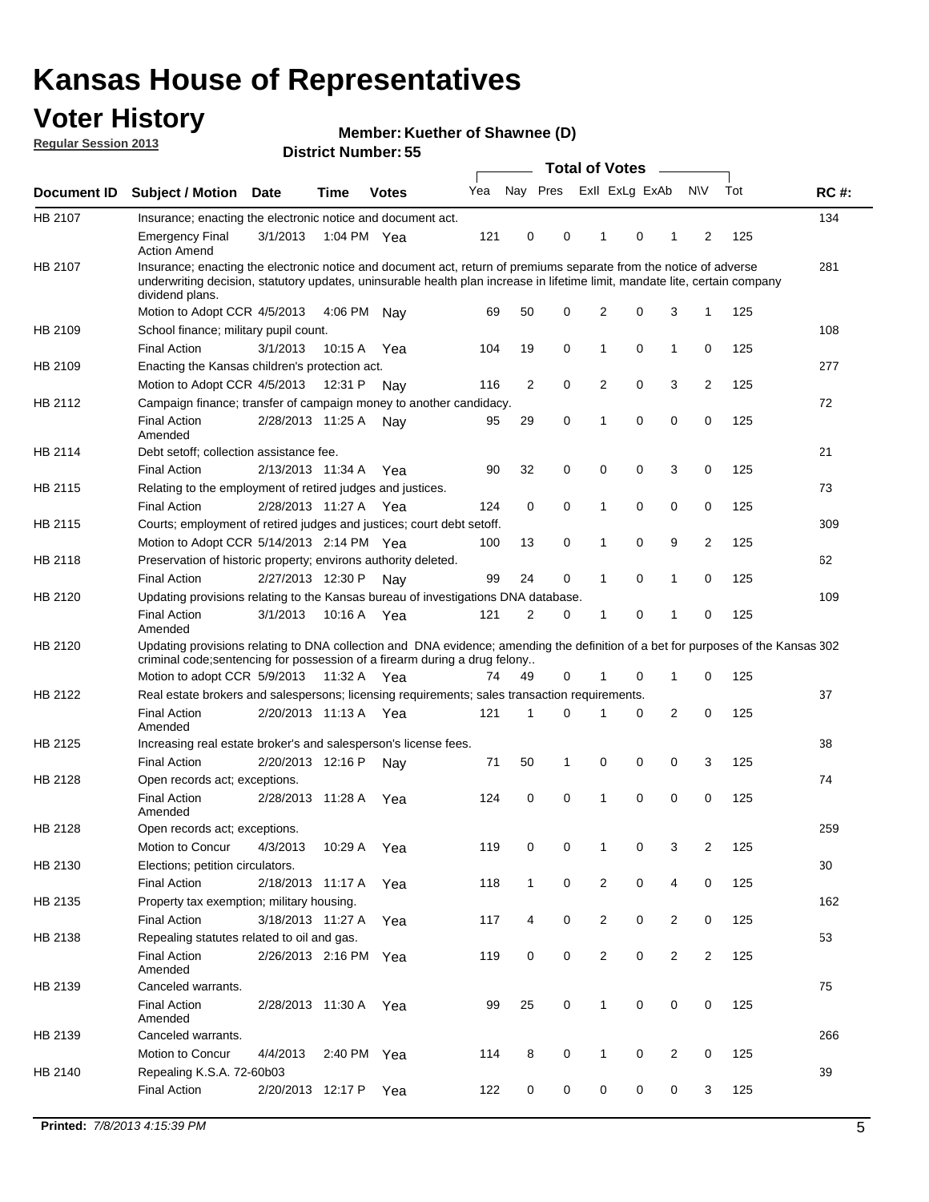# Kansas House of Representatives

## Voter History

**Regular Session 2013**

**Member: Kuether of Shawnee (D)**

**District Number: 55**

| Document ID | Subject / Motion | Date | Time | Votes | Yea | Nay | Pres | ExII | ExLg | ExAb | N\V | Tot | RC #: |
|---|---|---|---|---|---|---|---|---|---|---|---|---|---|
| HB 2107 | Insurance; enacting the electronic notice and document act. | | | | | | | | | | | | 134 |
| | Emergency Final Action Amend | 3/1/2013 | 1:04 PM | Yea | 121 | 0 | 0 | 1 | 0 | 1 | 2 | 125 | |
| HB 2107 | Insurance; enacting the electronic notice and document act, return of premiums separate from the notice of adverse underwriting decision, statutory updates, uninsurable health plan increase in lifetime limit, mandate lite, certain company dividend plans. | | | | | | | | | | | | 281 |
| | Motion to Adopt CCR | 4/5/2013 | 4:06 PM | Nay | 69 | 50 | 0 | 2 | 0 | 3 | 1 | 125 | |
| HB 2109 | School finance; military pupil count. | | | | | | | | | | | | 108 |
| | Final Action | 3/1/2013 | 10:15 A | Yea | 104 | 19 | 0 | 1 | 0 | 1 | 0 | 125 | |
| HB 2109 | Enacting the Kansas children's protection act. | | | | | | | | | | | | 277 |
| | Motion to Adopt CCR | 4/5/2013 | 12:31 P | Nay | 116 | 2 | 0 | 2 | 0 | 3 | 2 | 125 | |
| HB 2112 | Campaign finance; transfer of campaign money to another candidacy. | | | | | | | | | | | | 72 |
| | Final Action Amended | 2/28/2013 | 11:25 A | Nay | 95 | 29 | 0 | 1 | 0 | 0 | 0 | 125 | |
| HB 2114 | Debt setoff; collection assistance fee. | | | | | | | | | | | | 21 |
| | Final Action | 2/13/2013 | 11:34 A | Yea | 90 | 32 | 0 | 0 | 0 | 3 | 0 | 125 | |
| HB 2115 | Relating to the employment of retired judges and justices. | | | | | | | | | | | | 73 |
| | Final Action | 2/28/2013 | 11:27 A | Yea | 124 | 0 | 0 | 1 | 0 | 0 | 0 | 125 | |
| HB 2115 | Courts; employment of retired judges and justices; court debt setoff. | | | | | | | | | | | | 309 |
| | Motion to Adopt CCR | 5/14/2013 | 2:14 PM | Yea | 100 | 13 | 0 | 1 | 0 | 9 | 2 | 125 | |
| HB 2118 | Preservation of historic property; environs authority deleted. | | | | | | | | | | | | 62 |
| | Final Action | 2/27/2013 | 12:30 P | Nay | 99 | 24 | 0 | 1 | 0 | 1 | 0 | 125 | |
| HB 2120 | Updating provisions relating to the Kansas bureau of investigations DNA database. | | | | | | | | | | | | 109 |
| | Final Action Amended | 3/1/2013 | 10:16 A | Yea | 121 | 2 | 0 | 1 | 0 | 1 | 0 | 125 | |
| HB 2120 | Updating provisions relating to DNA collection and DNA evidence; amending the definition of a bet for purposes of the Kansas criminal code;sentencing for possession of a firearm during a drug felony.. | | | | | | | | | | | | 302 |
| | Motion to adopt CCR | 5/9/2013 | 11:32 A | Yea | 74 | 49 | 0 | 1 | 0 | 1 | 0 | 125 | |
| HB 2122 | Real estate brokers and salespersons; licensing requirements; sales transaction requirements. | | | | | | | | | | | | 37 |
| | Final Action Amended | 2/20/2013 | 11:13 A | Yea | 121 | 1 | 0 | 1 | 0 | 2 | 0 | 125 | |
| HB 2125 | Increasing real estate broker's and salesperson's license fees. | | | | | | | | | | | | 38 |
| | Final Action | 2/20/2013 | 12:16 P | Nay | 71 | 50 | 1 | 0 | 0 | 0 | 3 | 125 | |
| HB 2128 | Open records act; exceptions. | | | | | | | | | | | | 74 |
| | Final Action Amended | 2/28/2013 | 11:28 A | Yea | 124 | 0 | 0 | 1 | 0 | 0 | 0 | 125 | |
| HB 2128 | Open records act; exceptions. | | | | | | | | | | | | 259 |
| | Motion to Concur | 4/3/2013 | 10:29 A | Yea | 119 | 0 | 0 | 1 | 0 | 3 | 2 | 125 | |
| HB 2130 | Elections; petition circulators. | | | | | | | | | | | | 30 |
| | Final Action | 2/18/2013 | 11:17 A | Yea | 118 | 1 | 0 | 2 | 0 | 4 | 0 | 125 | |
| HB 2135 | Property tax exemption; military housing. | | | | | | | | | | | | 162 |
| | Final Action | 3/18/2013 | 11:27 A | Yea | 117 | 4 | 0 | 2 | 0 | 2 | 0 | 125 | |
| HB 2138 | Repealing statutes related to oil and gas. | | | | | | | | | | | | 53 |
| | Final Action Amended | 2/26/2013 | 2:16 PM | Yea | 119 | 0 | 0 | 2 | 0 | 2 | 2 | 125 | |
| HB 2139 | Canceled warrants. | | | | | | | | | | | | 75 |
| | Final Action Amended | 2/28/2013 | 11:30 A | Yea | 99 | 25 | 0 | 1 | 0 | 0 | 0 | 125 | |
| HB 2139 | Canceled warrants. | | | | | | | | | | | | 266 |
| | Motion to Concur | 4/4/2013 | 2:40 PM | Yea | 114 | 8 | 0 | 1 | 0 | 2 | 0 | 125 | |
| HB 2140 | Repealing K.S.A. 72-60b03 | | | | | | | | | | | | 39 |
| | Final Action | 2/20/2013 | 12:17 P | Yea | 122 | 0 | 0 | 0 | 0 | 0 | 3 | 125 | |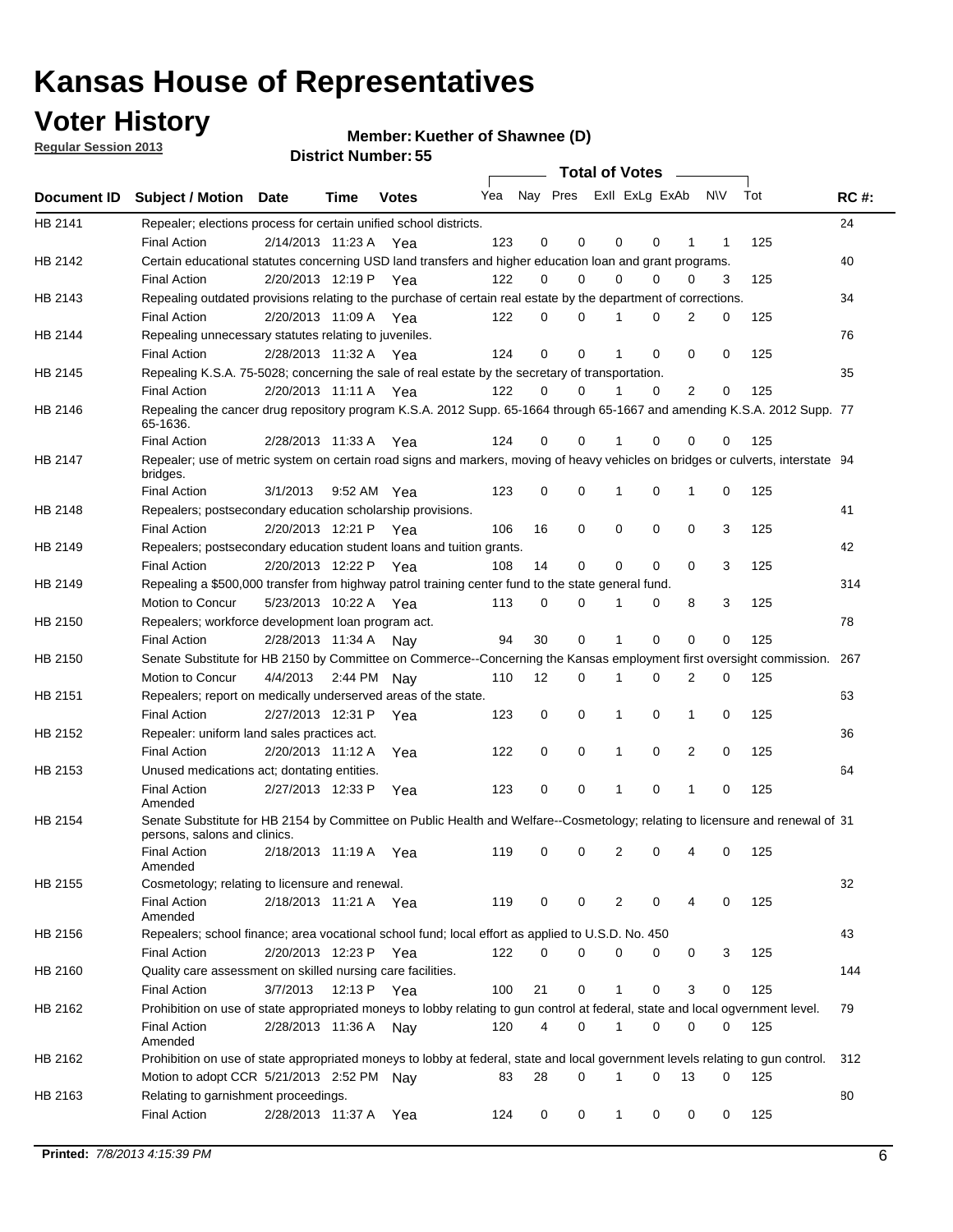# Kansas House of Representatives

## Voter History

**Regular Session 2013**

**Member: Kuether of Shawnee (D)**

**District Number: 55**

| Document ID | Subject / Motion | Date | Time | Votes | Yea | Nay | Pres | ExII | ExLg | ExAb | N\V | Tot | RC #: |
|---|---|---|---|---|---|---|---|---|---|---|---|---|---|
| HB 2141 | Repealer; elections process for certain unified school districts. | | | | | | | | | | | | 24 |
| | Final Action | 2/14/2013 | 11:23 A | Yea | 123 | 0 | 0 | 0 | 0 | 1 | 1 | 125 | |
| HB 2142 | Certain educational statutes concerning USD land transfers and higher education loan and grant programs. | | | | | | | | | | | | 40 |
| | Final Action | 2/20/2013 | 12:19 P | Yea | 122 | 0 | 0 | 0 | 0 | 0 | 3 | 125 | |
| HB 2143 | Repealing outdated provisions relating to the purchase of certain real estate by the department of corrections. | | | | | | | | | | | | 34 |
| | Final Action | 2/20/2013 | 11:09 A | Yea | 122 | 0 | 0 | 1 | 0 | 2 | 0 | 125 | |
| HB 2144 | Repealing unnecessary statutes relating to juveniles. | | | | | | | | | | | | 76 |
| | Final Action | 2/28/2013 | 11:32 A | Yea | 124 | 0 | 0 | 1 | 0 | 0 | 0 | 125 | |
| HB 2145 | Repealing K.S.A. 75-5028; concerning the sale of real estate by the secretary of transportation. | | | | | | | | | | | | 35 |
| | Final Action | 2/20/2013 | 11:11 A | Yea | 122 | 0 | 0 | 1 | 0 | 2 | 0 | 125 | |
| HB 2146 | Repealing the cancer drug repository program K.S.A. 2012 Supp. 65-1664 through 65-1667 and amending K.S.A. 2012 Supp. 65-1636. | | | | | | | | | | | | 77 |
| | Final Action | 2/28/2013 | 11:33 A | Yea | 124 | 0 | 0 | 1 | 0 | 0 | 0 | 125 | |
| HB 2147 | Repealer; use of metric system on certain road signs and markers, moving of heavy vehicles on bridges or culverts, interstate bridges. | | | | | | | | | | | | 94 |
| | Final Action | 3/1/2013 | 9:52 AM | Yea | 123 | 0 | 0 | 1 | 0 | 1 | 0 | 125 | |
| HB 2148 | Repealers; postsecondary education scholarship provisions. | | | | | | | | | | | | 41 |
| | Final Action | 2/20/2013 | 12:21 P | Yea | 106 | 16 | 0 | 0 | 0 | 0 | 3 | 125 | |
| HB 2149 | Repealers; postsecondary education student loans and tuition grants. | | | | | | | | | | | | 42 |
| | Final Action | 2/20/2013 | 12:22 P | Yea | 108 | 14 | 0 | 0 | 0 | 0 | 3 | 125 | |
| HB 2149 | Repealing a $500,000 transfer from highway patrol training center fund to the state general fund. | | | | | | | | | | | | 314 |
| | Motion to Concur | 5/23/2013 | 10:22 A | Yea | 113 | 0 | 0 | 1 | 0 | 8 | 3 | 125 | |
| HB 2150 | Repealers; workforce development loan program act. | | | | | | | | | | | | 78 |
| | Final Action | 2/28/2013 | 11:34 A | Nay | 94 | 30 | 0 | 1 | 0 | 0 | 0 | 125 | |
| HB 2150 | Senate Substitute for HB 2150 by Committee on Commerce--Concerning the Kansas employment first oversight commission. | | | | | | | | | | | | 267 |
| | Motion to Concur | 4/4/2013 | 2:44 PM | Nay | 110 | 12 | 0 | 1 | 0 | 2 | 0 | 125 | |
| HB 2151 | Repealers; report on medically underserved areas of the state. | | | | | | | | | | | | 63 |
| | Final Action | 2/27/2013 | 12:31 P | Yea | 123 | 0 | 0 | 1 | 0 | 1 | 0 | 125 | |
| HB 2152 | Repealer: uniform land sales practices act. | | | | | | | | | | | | 36 |
| | Final Action | 2/20/2013 | 11:12 A | Yea | 122 | 0 | 0 | 1 | 0 | 2 | 0 | 125 | |
| HB 2153 | Unused medications act; dontating entities. | | | | | | | | | | | | 64 |
| | Final Action Amended | 2/27/2013 | 12:33 P | Yea | 123 | 0 | 0 | 1 | 0 | 1 | 0 | 125 | |
| HB 2154 | Senate Substitute for HB 2154 by Committee on Public Health and Welfare--Cosmetology; relating to licensure and renewal of persons, salons and clinics. | | | | | | | | | | | | 31 |
| | Final Action Amended | 2/18/2013 | 11:19 A | Yea | 119 | 0 | 0 | 2 | 0 | 4 | 0 | 125 | |
| HB 2155 | Cosmetology; relating to licensure and renewal. | | | | | | | | | | | | 32 |
| | Final Action Amended | 2/18/2013 | 11:21 A | Yea | 119 | 0 | 0 | 2 | 0 | 4 | 0 | 125 | |
| HB 2156 | Repealers; school finance; area vocational school fund; local effort as applied to U.S.D. No. 450 | | | | | | | | | | | | 43 |
| | Final Action | 2/20/2013 | 12:23 P | Yea | 122 | 0 | 0 | 0 | 0 | 0 | 3 | 125 | |
| HB 2160 | Quality care assessment on skilled nursing care facilities. | | | | | | | | | | | | 144 |
| | Final Action | 3/7/2013 | 12:13 P | Yea | 100 | 21 | 0 | 1 | 0 | 3 | 0 | 125 | |
| HB 2162 | Prohibition on use of state appropriated moneys to lobby relating to gun control at federal, state and local ogvernment level. | | | | | | | | | | | | 79 |
| | Final Action Amended | 2/28/2013 | 11:36 A | Nay | 120 | 4 | 0 | 1 | 0 | 0 | 0 | 125 | |
| HB 2162 | Prohibition on use of state appropriated moneys to lobby at federal, state and local government levels relating to gun control. | | | | | | | | | | | | 312 |
| | Motion to adopt CCR | 5/21/2013 | 2:52 PM | Nay | 83 | 28 | 0 | 1 | 0 | 13 | 0 | 125 | |
| HB 2163 | Relating to garnishment proceedings. | | | | | | | | | | | | 80 |
| | Final Action | 2/28/2013 | 11:37 A | Yea | 124 | 0 | 0 | 1 | 0 | 0 | 0 | 125 | |

**Printed:** *7/8/2013 4:15:39 PM*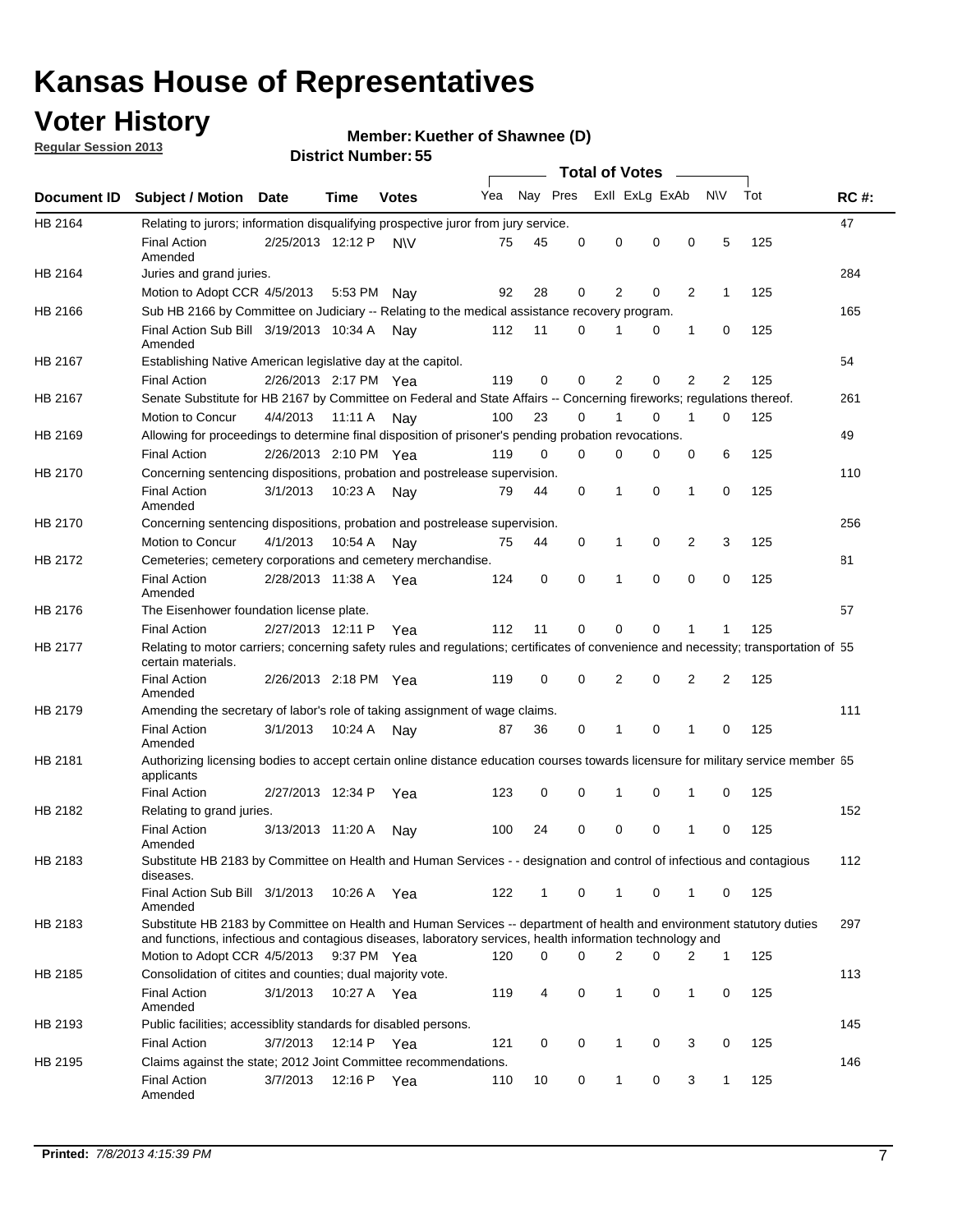# Kansas House of Representatives

## Voter History

**Regular Session 2013**

**Member: Kuether of Shawnee (D)**

**District Number: 55**

| Document ID | Subject / Motion | Date | Time | Votes | Yea | Nay | Pres | Exll | ExLg | ExAb | N\V | Tot | RC #: |
|---|---|---|---|---|---|---|---|---|---|---|---|---|---|
| HB 2164 | Relating to jurors; information disqualifying prospective juror from jury service. | | | | | | | | | | | | 47 |
| | Final Action Amended | 2/25/2013 | 12:12 P | N\V | 75 | 45 | 0 | 0 | 0 | 0 | 5 | 125 | |
| HB 2164 | Juries and grand juries. | | | | | | | | | | | | 284 |
| | Motion to Adopt CCR | 4/5/2013 | 5:53 PM | Nay | 92 | 28 | 0 | 2 | 0 | 2 | 1 | 125 | |
| HB 2166 | Sub HB 2166 by Committee on Judiciary -- Relating to the medical assistance recovery program. | | | | | | | | | | | | 165 |
| | Final Action Sub Bill Amended | 3/19/2013 | 10:34 A | Nay | 112 | 11 | 0 | 1 | 0 | 1 | 0 | 125 | |
| HB 2167 | Establishing Native American legislative day at the capitol. | | | | | | | | | | | | 54 |
| | Final Action | 2/26/2013 | 2:17 PM | Yea | 119 | 0 | 0 | 2 | 0 | 2 | 2 | 125 | |
| HB 2167 | Senate Substitute for HB 2167 by Committee on Federal and State Affairs -- Concerning fireworks; regulations thereof. | | | | | | | | | | | | 261 |
| | Motion to Concur | 4/4/2013 | 11:11 A | Nay | 100 | 23 | 0 | 1 | 0 | 1 | 0 | 125 | |
| HB 2169 | Allowing for proceedings to determine final disposition of prisoner's pending probation revocations. | | | | | | | | | | | | 49 |
| | Final Action | 2/26/2013 | 2:10 PM | Yea | 119 | 0 | 0 | 0 | 0 | 0 | 6 | 125 | |
| HB 2170 | Concerning sentencing dispositions, probation and postrelease supervision. | | | | | | | | | | | | 110 |
| | Final Action Amended | 3/1/2013 | 10:23 A | Nay | 79 | 44 | 0 | 1 | 0 | 1 | 0 | 125 | |
| HB 2170 | Concerning sentencing dispositions, probation and postrelease supervision. | | | | | | | | | | | | 256 |
| | Motion to Concur | 4/1/2013 | 10:54 A | Nay | 75 | 44 | 0 | 1 | 0 | 2 | 3 | 125 | |
| HB 2172 | Cemeteries; cemetery corporations and cemetery merchandise. | | | | | | | | | | | | 81 |
| | Final Action Amended | 2/28/2013 | 11:38 A | Yea | 124 | 0 | 0 | 1 | 0 | 0 | 0 | 125 | |
| HB 2176 | The Eisenhower foundation license plate. | | | | | | | | | | | | 57 |
| | Final Action | 2/27/2013 | 12:11 P | Yea | 112 | 11 | 0 | 0 | 0 | 1 | 1 | 125 | |
| HB 2177 | Relating to motor carriers; concerning safety rules and regulations; certificates of convenience and necessity; transportation of certain materials. | | | | | | | | | | | | 55 |
| | Final Action Amended | 2/26/2013 | 2:18 PM | Yea | 119 | 0 | 0 | 2 | 0 | 2 | 2 | 125 | |
| HB 2179 | Amending the secretary of labor's role of taking assignment of wage claims. | | | | | | | | | | | | 111 |
| | Final Action Amended | 3/1/2013 | 10:24 A | Nay | 87 | 36 | 0 | 1 | 0 | 1 | 0 | 125 | |
| HB 2181 | Authorizing licensing bodies to accept certain online distance education courses towards licensure for military service member applicants | | | | | | | | | | | | 65 |
| | Final Action | 2/27/2013 | 12:34 P | Yea | 123 | 0 | 0 | 1 | 0 | 1 | 0 | 125 | |
| HB 2182 | Relating to grand juries. | | | | | | | | | | | | 152 |
| | Final Action Amended | 3/13/2013 | 11:20 A | Nay | 100 | 24 | 0 | 0 | 0 | 1 | 0 | 125 | |
| HB 2183 | Substitute HB 2183 by Committee on Health and Human Services - - designation and control of infectious and contagious diseases. | | | | | | | | | | | | 112 |
| | Final Action Sub Bill Amended | 3/1/2013 | 10:26 A | Yea | 122 | 1 | 0 | 1 | 0 | 1 | 0 | 125 | |
| HB 2183 | Substitute HB 2183 by Committee on Health and Human Services -- department of health and environment statutory duties and functions, infectious and contagious diseases, laboratory services, health information technology and | | | | | | | | | | | | 297 |
| | Motion to Adopt CCR | 4/5/2013 | 9:37 PM | Yea | 120 | 0 | 0 | 2 | 0 | 2 | 1 | 125 | |
| HB 2185 | Consolidation of citites and counties; dual majority vote. | | | | | | | | | | | | 113 |
| | Final Action Amended | 3/1/2013 | 10:27 A | Yea | 119 | 4 | 0 | 1 | 0 | 1 | 0 | 125 | |
| HB 2193 | Public facilities; accessiblity standards for disabled persons. | | | | | | | | | | | | 145 |
| | Final Action | 3/7/2013 | 12:14 P | Yea | 121 | 0 | 0 | 1 | 0 | 3 | 0 | 125 | |
| HB 2195 | Claims against the state; 2012 Joint Committee recommendations. | | | | | | | | | | | | 146 |
| | Final Action Amended | 3/7/2013 | 12:16 P | Yea | 110 | 10 | 0 | 1 | 0 | 3 | 1 | 125 | |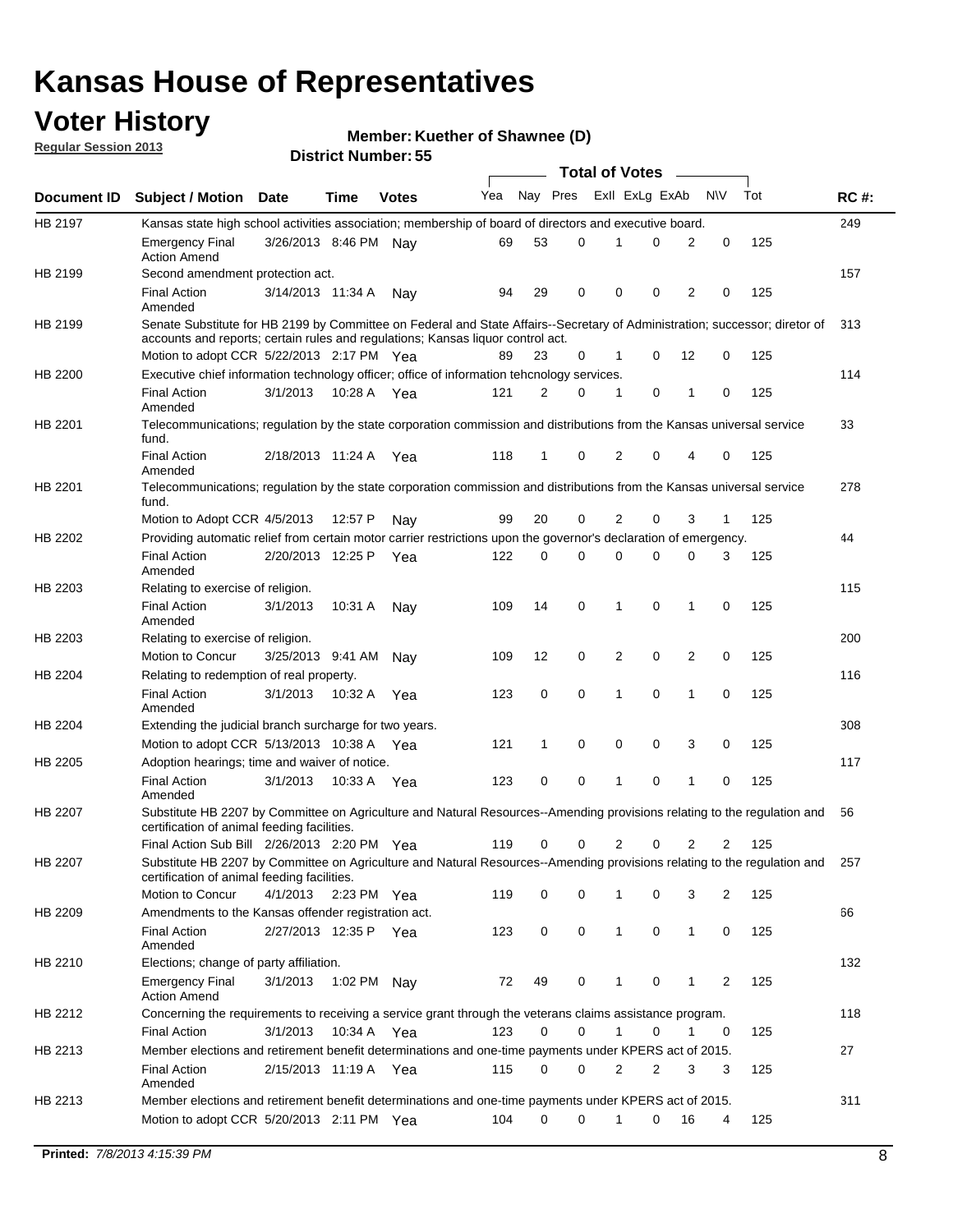# Kansas House of Representatives

## Voter History

**Regular Session 2013**

**Member: Kuether of Shawnee (D)**

**District Number: 55**

| Document ID | Subject / Motion | Date | Time | Votes | Yea | Nay | Pres | ExII | ExLg | ExAb | N\V | Tot | RC #: |
|---|---|---|---|---|---|---|---|---|---|---|---|---|---|
| HB 2197 | Kansas state high school activities association; membership of board of directors and executive board. | | | | | | | | | | | | 249 |
| | Emergency Final Action Amend | 3/26/2013 | 8:46 PM | Nay | 69 | 53 | 0 | 1 | 0 | 2 | 0 | 125 | |
| HB 2199 | Second amendment protection act. | | | | | | | | | | | | 157 |
| | Final Action Amended | 3/14/2013 | 11:34 A | Nay | 94 | 29 | 0 | 0 | 0 | 2 | 0 | 125 | |
| HB 2199 | Senate Substitute for HB 2199 by Committee on Federal and State Affairs--Secretary of Administration; successor; diretor of accounts and reports; certain rules and regulations; Kansas liquor control act. | | | | | | | | | | | | 313 |
| | Motion to adopt CCR | 5/22/2013 | 2:17 PM | Yea | 89 | 23 | 0 | 1 | 0 | 12 | 0 | 125 | |
| HB 2200 | Executive chief information technology officer; office of information tehcnology services. | | | | | | | | | | | | 114 |
| | Final Action Amended | 3/1/2013 | 10:28 A | Yea | 121 | 2 | 0 | 1 | 0 | 1 | 0 | 125 | |
| HB 2201 | Telecommunications; regulation by the state corporation commission and distributions from the Kansas universal service fund. | | | | | | | | | | | | 33 |
| | Final Action Amended | 2/18/2013 | 11:24 A | Yea | 118 | 1 | 0 | 2 | 0 | 4 | 0 | 125 | |
| HB 2201 | Telecommunications; regulation by the state corporation commission and distributions from the Kansas universal service fund. | | | | | | | | | | | | 278 |
| | Motion to Adopt CCR | 4/5/2013 | 12:57 P | Nay | 99 | 20 | 0 | 2 | 0 | 3 | 1 | 125 | |
| HB 2202 | Providing automatic relief from certain motor carrier restrictions upon the governor's declaration of emergency. | | | | | | | | | | | | 44 |
| | Final Action Amended | 2/20/2013 | 12:25 P | Yea | 122 | 0 | 0 | 0 | 0 | 0 | 3 | 125 | |
| HB 2203 | Relating to exercise of religion. | | | | | | | | | | | | 115 |
| | Final Action Amended | 3/1/2013 | 10:31 A | Nay | 109 | 14 | 0 | 1 | 0 | 1 | 0 | 125 | |
| HB 2203 | Relating to exercise of religion. | | | | | | | | | | | | 200 |
| | Motion to Concur | 3/25/2013 | 9:41 AM | Nay | 109 | 12 | 0 | 2 | 0 | 2 | 0 | 125 | |
| HB 2204 | Relating to redemption of real property. | | | | | | | | | | | | 116 |
| | Final Action Amended | 3/1/2013 | 10:32 A | Yea | 123 | 0 | 0 | 1 | 0 | 1 | 0 | 125 | |
| HB 2204 | Extending the judicial branch surcharge for two years. | | | | | | | | | | | | 308 |
| | Motion to adopt CCR | 5/13/2013 | 10:38 A | Yea | 121 | 1 | 0 | 0 | 0 | 3 | 0 | 125 | |
| HB 2205 | Adoption hearings; time and waiver of notice. | | | | | | | | | | | | 117 |
| | Final Action Amended | 3/1/2013 | 10:33 A | Yea | 123 | 0 | 0 | 1 | 0 | 1 | 0 | 125 | |
| HB 2207 | Substitute HB 2207 by Committee on Agriculture and Natural Resources--Amending provisions relating to the regulation and certification of animal feeding facilities. | | | | | | | | | | | | 56 |
| | Final Action Sub Bill | 2/26/2013 | 2:20 PM | Yea | 119 | 0 | 0 | 2 | 0 | 2 | 2 | 125 | |
| HB 2207 | Substitute HB 2207 by Committee on Agriculture and Natural Resources--Amending provisions relating to the regulation and certification of animal feeding facilities. | | | | | | | | | | | | 257 |
| | Motion to Concur | 4/1/2013 | 2:23 PM | Yea | 119 | 0 | 0 | 1 | 0 | 3 | 2 | 125 | |
| HB 2209 | Amendments to the Kansas offender registration act. | | | | | | | | | | | | 66 |
| | Final Action Amended | 2/27/2013 | 12:35 P | Yea | 123 | 0 | 0 | 1 | 0 | 1 | 0 | 125 | |
| HB 2210 | Elections; change of party affiliation. | | | | | | | | | | | | 132 |
| | Emergency Final Action Amend | 3/1/2013 | 1:02 PM | Nay | 72 | 49 | 0 | 1 | 0 | 1 | 2 | 125 | |
| HB 2212 | Concerning the requirements to receiving a service grant through the veterans claims assistance program. | | | | | | | | | | | | 118 |
| | Final Action | 3/1/2013 | 10:34 A | Yea | 123 | 0 | 0 | 1 | 0 | 1 | 0 | 125 | |
| HB 2213 | Member elections and retirement benefit determinations and one-time payments under KPERS act of 2015. | | | | | | | | | | | | 27 |
| | Final Action Amended | 2/15/2013 | 11:19 A | Yea | 115 | 0 | 0 | 2 | 2 | 3 | 3 | 125 | |
| HB 2213 | Member elections and retirement benefit determinations and one-time payments under KPERS act of 2015. | | | | | | | | | | | | 311 |
| | Motion to adopt CCR | 5/20/2013 | 2:11 PM | Yea | 104 | 0 | 0 | 1 | 0 | 16 | 4 | 125 | |

**Printed:** *7/8/2013 4:15:39 PM*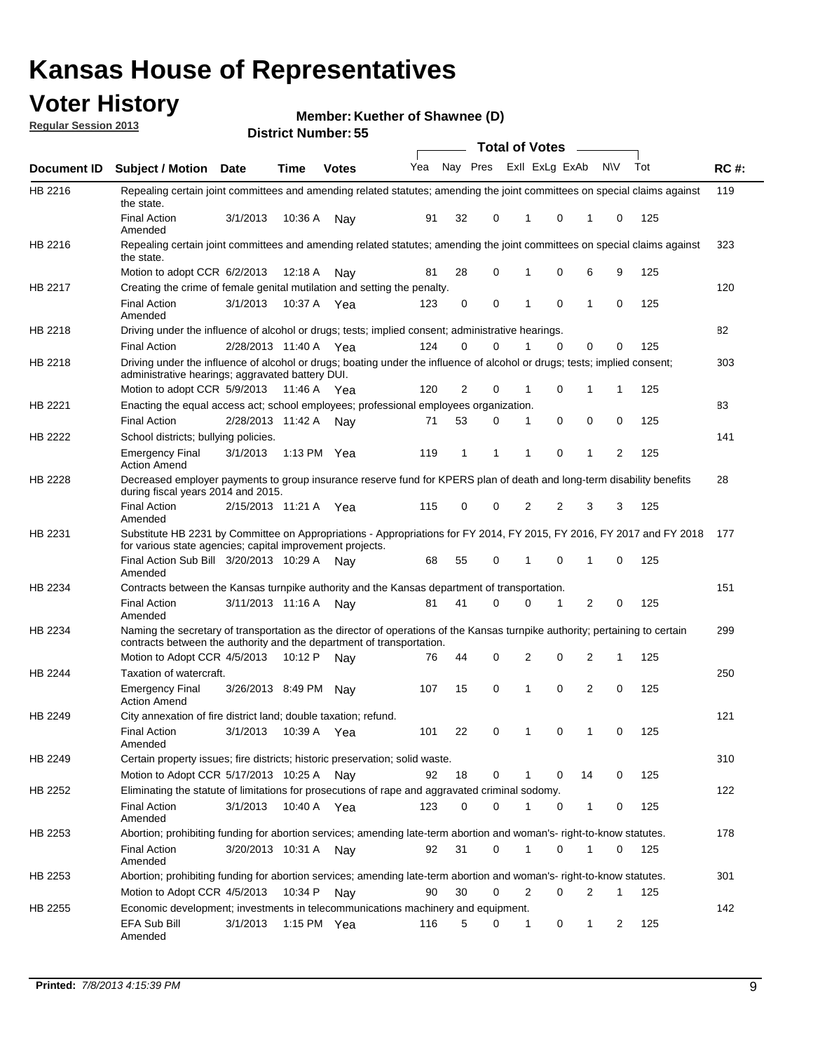# Kansas House of Representatives

## Voter History

**Regular Session 2013**

**Member: Kuether of Shawnee (D)**

**District Number: 55**

| Document ID | Subject / Motion | Date | Time | Votes | Yea | Nay | Pres | ExII | ExLg | ExAb | N\V | Tot | RC #: |
|---|---|---|---|---|---|---|---|---|---|---|---|---|---|
| HB 2216 | Repealing certain joint committees and amending related statutes; amending the joint committees on special claims against the state. | | | | | | | | | | | | 119 |
| | Final Action Amended | 3/1/2013 | 10:36 A | Nay | 91 | 32 | 0 | 1 | 0 | 1 | 0 | 125 | |
| HB 2216 | Repealing certain joint committees and amending related statutes; amending the joint committees on special claims against the state. | | | | | | | | | | | | 323 |
| | Motion to adopt CCR | 6/2/2013 | 12:18 A | Nay | 81 | 28 | 0 | 1 | 0 | 6 | 9 | 125 | |
| HB 2217 | Creating the crime of female genital mutilation and setting the penalty. | | | | | | | | | | | | 120 |
| | Final Action Amended | 3/1/2013 | 10:37 A | Yea | 123 | 0 | 0 | 1 | 0 | 1 | 0 | 125 | |
| HB 2218 | Driving under the influence of alcohol or drugs; tests; implied consent; administrative hearings. | | | | | | | | | | | | 82 |
| | Final Action | 2/28/2013 | 11:40 A | Yea | 124 | 0 | 0 | 1 | 0 | 0 | 0 | 125 | |
| HB 2218 | Driving under the influence of alcohol or drugs; boating under the influence of alcohol or drugs; tests; implied consent; administrative hearings; aggravated battery DUI. | | | | | | | | | | | | 303 |
| | Motion to adopt CCR | 5/9/2013 | 11:46 A | Yea | 120 | 2 | 0 | 1 | 0 | 1 | 1 | 125 | |
| HB 2221 | Enacting the equal access act; school employees; professional employees organization. | | | | | | | | | | | | 83 |
| | Final Action | 2/28/2013 | 11:42 A | Nay | 71 | 53 | 0 | 1 | 0 | 0 | 0 | 125 | |
| HB 2222 | School districts; bullying policies. | | | | | | | | | | | | 141 |
| | Emergency Final Action Amend | 3/1/2013 | 1:13 PM | Yea | 119 | 1 | 1 | 1 | 0 | 1 | 2 | 125 | |
| HB 2228 | Decreased employer payments to group insurance reserve fund for KPERS plan of death and long-term disability benefits during fiscal years 2014 and 2015. | | | | | | | | | | | | 28 |
| | Final Action Amended | 2/15/2013 | 11:21 A | Yea | 115 | 0 | 0 | 2 | 2 | 3 | 3 | 125 | |
| HB 2231 | Substitute HB 2231 by Committee on Appropriations - Appropriations for FY 2014, FY 2015, FY 2016, FY 2017 and FY 2018 for various state agencies; capital improvement projects. | | | | | | | | | | | | 177 |
| | Final Action Sub Bill Amended | 3/20/2013 | 10:29 A | Nay | 68 | 55 | 0 | 1 | 0 | 1 | 0 | 125 | |
| HB 2234 | Contracts between the Kansas turnpike authority and the Kansas department of transportation. | | | | | | | | | | | | 151 |
| | Final Action Amended | 3/11/2013 | 11:16 A | Nay | 81 | 41 | 0 | 0 | 1 | 2 | 0 | 125 | |
| HB 2234 | Naming the secretary of transportation as the director of operations of the Kansas turnpike authority; pertaining to certain contracts between the authority and the department of transportation. | | | | | | | | | | | | 299 |
| | Motion to Adopt CCR | 4/5/2013 | 10:12 P | Nay | 76 | 44 | 0 | 2 | 0 | 2 | 1 | 125 | |
| HB 2244 | Taxation of watercraft. | | | | | | | | | | | | 250 |
| | Emergency Final Action Amend | 3/26/2013 | 8:49 PM | Nay | 107 | 15 | 0 | 1 | 0 | 2 | 0 | 125 | |
| HB 2249 | City annexation of fire district land; double taxation; refund. | | | | | | | | | | | | 121 |
| | Final Action Amended | 3/1/2013 | 10:39 A | Yea | 101 | 22 | 0 | 1 | 0 | 1 | 0 | 125 | |
| HB 2249 | Certain property issues; fire districts; historic preservation; solid waste. | | | | | | | | | | | | 310 |
| | Motion to Adopt CCR | 5/17/2013 | 10:25 A | Nay | 92 | 18 | 0 | 1 | 0 | 14 | 0 | 125 | |
| HB 2252 | Eliminating the statute of limitations for prosecutions of rape and aggravated criminal sodomy. | | | | | | | | | | | | 122 |
| | Final Action Amended | 3/1/2013 | 10:40 A | Yea | 123 | 0 | 0 | 1 | 0 | 1 | 0 | 125 | |
| HB 2253 | Abortion; prohibiting funding for abortion services; amending late-term abortion and woman's- right-to-know statutes. | | | | | | | | | | | | 178 |
| | Final Action Amended | 3/20/2013 | 10:31 A | Nay | 92 | 31 | 0 | 1 | 0 | 1 | 0 | 125 | |
| HB 2253 | Abortion; prohibiting funding for abortion services; amending late-term abortion and woman's- right-to-know statutes. | | | | | | | | | | | | 301 |
| | Motion to Adopt CCR | 4/5/2013 | 10:34 P | Nay | 90 | 30 | 0 | 2 | 0 | 2 | 1 | 125 | |
| HB 2255 | Economic development; investments in telecommunications machinery and equipment. | | | | | | | | | | | | 142 |
| | EFA Sub Bill Amended | 3/1/2013 | 1:15 PM | Yea | 116 | 5 | 0 | 1 | 0 | 1 | 2 | 125 | |

**Printed:** 7/8/2013 4:15:39 PM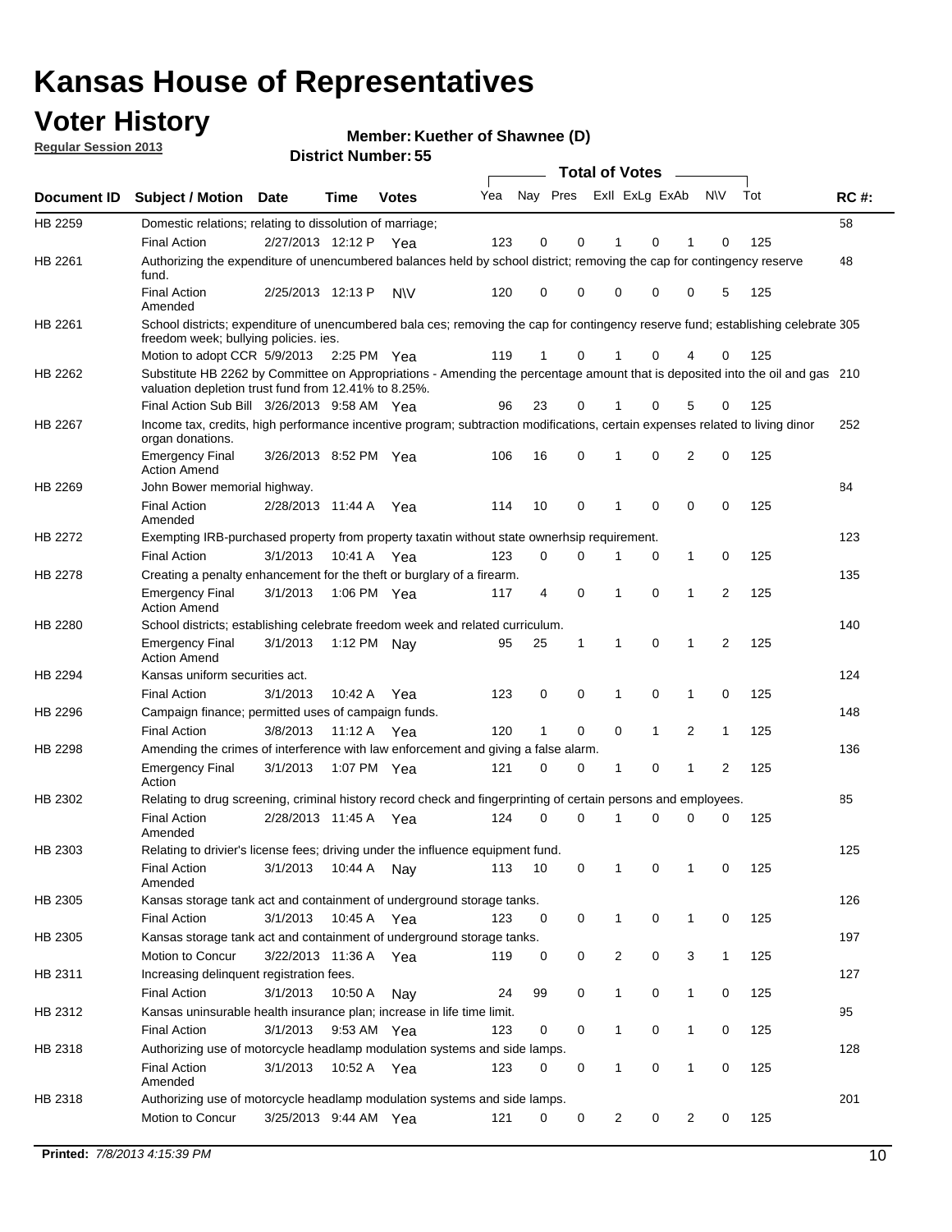# Kansas House of Representatives

## Voter History

**Regular Session 2013**

**Member: Kuether of Shawnee (D)**

**District Number: 55**

| Document ID | Subject / Motion | Date | Time | Votes | Yea | Nay | Pres | ExII | ExLg | ExAb | N\V | Tot | RC #: |
|---|---|---|---|---|---|---|---|---|---|---|---|---|---|
| HB 2259 | Domestic relations; relating to dissolution of marriage; | | | | | | | | | | | | 58 |
| | Final Action | 2/27/2013 | 12:12 P | Yea | 123 | 0 | 0 | 1 | 0 | 1 | 0 | 125 | |
| HB 2261 | Authorizing the expenditure of unencumbered balances held by school district; removing the cap for contingency reserve fund. | | | | | | | | | | | | 48 |
| | Final Action Amended | 2/25/2013 | 12:13 P | N\V | 120 | 0 | 0 | 0 | 0 | 0 | 5 | 125 | |
| HB 2261 | School districts; expenditure of unencumbered bala ces; removing the cap for contingency reserve fund; establishing celebrate freedom week; bullying policies. ies. | | | | | | | | | | | | 305 |
| | Motion to adopt CCR | 5/9/2013 | 2:25 PM | Yea | 119 | 1 | 0 | 1 | 0 | 4 | 0 | 125 | |
| HB 2262 | Substitute HB 2262 by Committee on Appropriations - Amending the percentage amount that is deposited into the oil and gas valuation depletion trust fund from 12.41% to 8.25%. | | | | | | | | | | | | 210 |
| | Final Action Sub Bill | 3/26/2013 | 9:58 AM | Yea | 96 | 23 | 0 | 1 | 0 | 5 | 0 | 125 | |
| HB 2267 | Income tax, credits, high performance incentive program; subtraction modifications, certain expenses related to living dinor organ donations. | | | | | | | | | | | | 252 |
| | Emergency Final Action Amend | 3/26/2013 | 8:52 PM | Yea | 106 | 16 | 0 | 1 | 0 | 2 | 0 | 125 | |
| HB 2269 | John Bower memorial highway. | | | | | | | | | | | | 84 |
| | Final Action Amended | 2/28/2013 | 11:44 A | Yea | 114 | 10 | 0 | 1 | 0 | 0 | 0 | 125 | |
| HB 2272 | Exempting IRB-purchased property from property taxatin without state ownerhsip requirement. | | | | | | | | | | | | 123 |
| | Final Action | 3/1/2013 | 10:41 A | Yea | 123 | 0 | 0 | 1 | 0 | 1 | 0 | 125 | |
| HB 2278 | Creating a penalty enhancement for the theft or burglary of a firearm. | | | | | | | | | | | | 135 |
| | Emergency Final Action Amend | 3/1/2013 | 1:06 PM | Yea | 117 | 4 | 0 | 1 | 0 | 1 | 2 | 125 | |
| HB 2280 | School districts; establishing celebrate freedom week and related curriculum. | | | | | | | | | | | | 140 |
| | Emergency Final Action Amend | 3/1/2013 | 1:12 PM | Nay | 95 | 25 | 1 | 1 | 0 | 1 | 2 | 125 | |
| HB 2294 | Kansas uniform securities act. | | | | | | | | | | | | 124 |
| | Final Action | 3/1/2013 | 10:42 A | Yea | 123 | 0 | 0 | 1 | 0 | 1 | 0 | 125 | |
| HB 2296 | Campaign finance; permitted uses of campaign funds. | | | | | | | | | | | | 148 |
| | Final Action | 3/8/2013 | 11:12 A | Yea | 120 | 1 | 0 | 0 | 1 | 2 | 1 | 125 | |
| HB 2298 | Amending the crimes of interference with law enforcement and giving a false alarm. | | | | | | | | | | | | 136 |
| | Emergency Final Action | 3/1/2013 | 1:07 PM | Yea | 121 | 0 | 0 | 1 | 0 | 1 | 2 | 125 | |
| HB 2302 | Relating to drug screening, criminal history record check and fingerprinting of certain persons and employees. | | | | | | | | | | | | 85 |
| | Final Action Amended | 2/28/2013 | 11:45 A | Yea | 124 | 0 | 0 | 1 | 0 | 0 | 0 | 125 | |
| HB 2303 | Relating to drivier's license fees; driving under the influence equipment fund. | | | | | | | | | | | | 125 |
| | Final Action Amended | 3/1/2013 | 10:44 A | Nay | 113 | 10 | 0 | 1 | 0 | 1 | 0 | 125 | |
| HB 2305 | Kansas storage tank act and containment of underground storage tanks. | | | | | | | | | | | | 126 |
| | Final Action | 3/1/2013 | 10:45 A | Yea | 123 | 0 | 0 | 1 | 0 | 1 | 0 | 125 | |
| HB 2305 | Kansas storage tank act and containment of underground storage tanks. | | | | | | | | | | | | 197 |
| | Motion to Concur | 3/22/2013 | 11:36 A | Yea | 119 | 0 | 0 | 2 | 0 | 3 | 1 | 125 | |
| HB 2311 | Increasing delinquent registration fees. | | | | | | | | | | | | 127 |
| | Final Action | 3/1/2013 | 10:50 A | Nay | 24 | 99 | 0 | 1 | 0 | 1 | 0 | 125 | |
| HB 2312 | Kansas uninsurable health insurance plan; increase in life time limit. | | | | | | | | | | | | 95 |
| | Final Action | 3/1/2013 | 9:53 AM | Yea | 123 | 0 | 0 | 1 | 0 | 1 | 0 | 125 | |
| HB 2318 | Authorizing use of motorcycle headlamp modulation systems and side lamps. | | | | | | | | | | | | 128 |
| | Final Action Amended | 3/1/2013 | 10:52 A | Yea | 123 | 0 | 0 | 1 | 0 | 1 | 0 | 125 | |
| HB 2318 | Authorizing use of motorcycle headlamp modulation systems and side lamps. | | | | | | | | | | | | 201 |
| | Motion to Concur | 3/25/2013 | 9:44 AM | Yea | 121 | 0 | 0 | 2 | 0 | 2 | 0 | 125 | |

**Printed:** *7/8/2013 4:15:39 PM*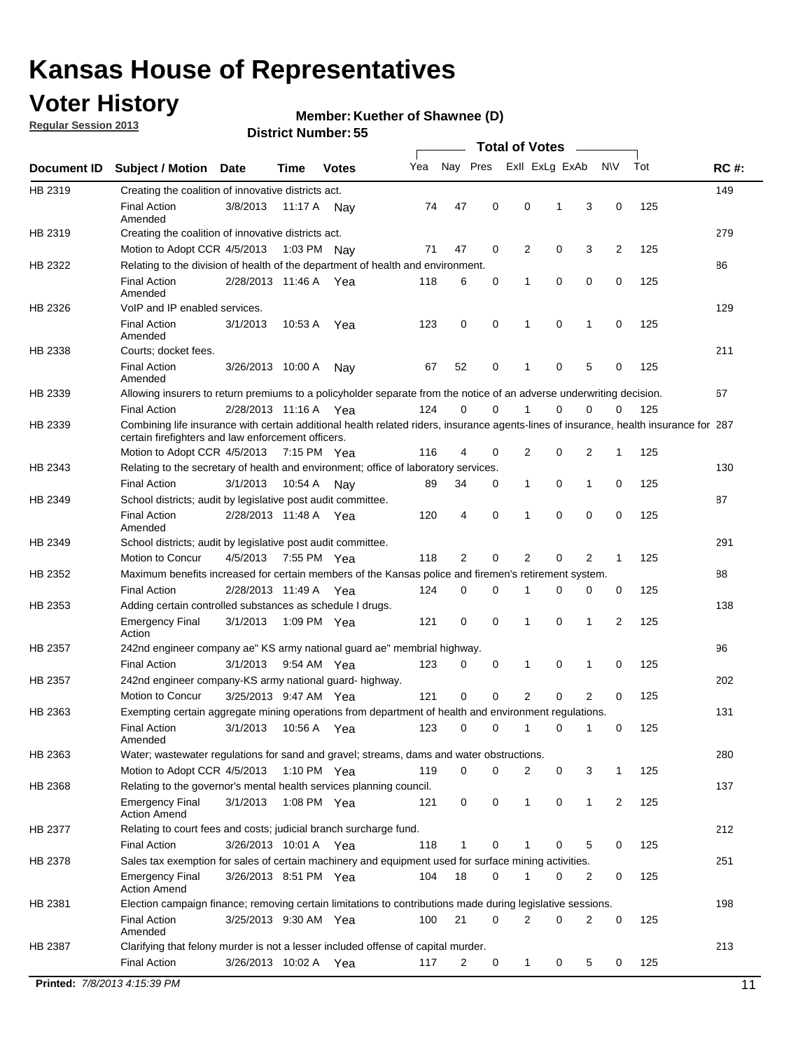# Kansas House of Representatives

## Voter History

**Regular Session 2013**

**Member: Kuether of Shawnee (D)**

**District Number: 55**

| Document ID | Subject / Motion | Date | Time | Votes | Yea | Nay | Pres | ExII | ExLg | ExAb | N\V | Tot | RC #: |
|---|---|---|---|---|---|---|---|---|---|---|---|---|---|
| HB 2319 | Creating the coalition of innovative districts act. | | | | | | | | | | | | 149 |
| | Final Action Amended | 3/8/2013 | 11:17 A | Nay | 74 | 47 | 0 | 0 | 1 | 3 | 0 | 125 | |
| HB 2319 | Creating the coalition of innovative districts act. | | | | | | | | | | | | 279 |
| | Motion to Adopt CCR | 4/5/2013 | 1:03 PM | Nay | 71 | 47 | 0 | 2 | 0 | 3 | 2 | 125 | |
| HB 2322 | Relating to the division of health of the department of health and environment. | | | | | | | | | | | | 86 |
| | Final Action Amended | 2/28/2013 | 11:46 A | Yea | 118 | 6 | 0 | 1 | 0 | 0 | 0 | 125 | |
| HB 2326 | VoIP and IP enabled services. | | | | | | | | | | | | 129 |
| | Final Action Amended | 3/1/2013 | 10:53 A | Yea | 123 | 0 | 0 | 1 | 0 | 1 | 0 | 125 | |
| HB 2338 | Courts; docket fees. | | | | | | | | | | | | 211 |
| | Final Action Amended | 3/26/2013 | 10:00 A | Nay | 67 | 52 | 0 | 1 | 0 | 5 | 0 | 125 | |
| HB 2339 | Allowing insurers to return premiums to a policyholder separate from the notice of an adverse underwriting decision. | | | | | | | | | | | | 67 |
| | Final Action | 2/28/2013 | 11:16 A | Yea | 124 | 0 | 0 | 1 | 0 | 0 | 0 | 125 | |
| HB 2339 | Combining life insurance with certain additional health related riders, insurance agents-lines of insurance, health insurance for certain firefighters and law enforcement officers. | | | | | | | | | | | | 287 |
| | Motion to Adopt CCR | 4/5/2013 | 7:15 PM | Yea | 116 | 4 | 0 | 2 | 0 | 2 | 1 | 125 | |
| HB 2343 | Relating to the secretary of health and environment; office of laboratory services. | | | | | | | | | | | | 130 |
| | Final Action | 3/1/2013 | 10:54 A | Nay | 89 | 34 | 0 | 1 | 0 | 1 | 0 | 125 | |
| HB 2349 | School districts; audit by legislative post audit committee. | | | | | | | | | | | | 87 |
| | Final Action Amended | 2/28/2013 | 11:48 A | Yea | 120 | 4 | 0 | 1 | 0 | 0 | 0 | 125 | |
| HB 2349 | School districts; audit by legislative post audit committee. | | | | | | | | | | | | 291 |
| | Motion to Concur | 4/5/2013 | 7:55 PM | Yea | 118 | 2 | 0 | 2 | 0 | 2 | 1 | 125 | |
| HB 2352 | Maximum benefits increased for certain members of the Kansas police and firemen's retirement system. | | | | | | | | | | | | 88 |
| | Final Action | 2/28/2013 | 11:49 A | Yea | 124 | 0 | 0 | 1 | 0 | 0 | 0 | 125 | |
| HB 2353 | Adding certain controlled substances as schedule I drugs. | | | | | | | | | | | | 138 |
| | Emergency Final Action | 3/1/2013 | 1:09 PM | Yea | 121 | 0 | 0 | 1 | 0 | 1 | 2 | 125 | |
| HB 2357 | 242nd engineer company ae" KS army national guard ae" membrial highway. | | | | | | | | | | | | 96 |
| | Final Action | 3/1/2013 | 9:54 AM | Yea | 123 | 0 | 0 | 1 | 0 | 1 | 0 | 125 | |
| HB 2357 | 242nd engineer company-KS army national guard- highway. | | | | | | | | | | | | 202 |
| | Motion to Concur | 3/25/2013 | 9:47 AM | Yea | 121 | 0 | 0 | 2 | 0 | 2 | 0 | 125 | |
| HB 2363 | Exempting certain aggregate mining operations from department of health and environment regulations. | | | | | | | | | | | | 131 |
| | Final Action Amended | 3/1/2013 | 10:56 A | Yea | 123 | 0 | 0 | 1 | 0 | 1 | 0 | 125 | |
| HB 2363 | Water; wastewater regulations for sand and gravel; streams, dams and water obstructions. | | | | | | | | | | | | 280 |
| | Motion to Adopt CCR | 4/5/2013 | 1:10 PM | Yea | 119 | 0 | 0 | 2 | 0 | 3 | 1 | 125 | |
| HB 2368 | Relating to the governor's mental health services planning council. | | | | | | | | | | | | 137 |
| | Emergency Final Action Amend | 3/1/2013 | 1:08 PM | Yea | 121 | 0 | 0 | 1 | 0 | 1 | 2 | 125 | |
| HB 2377 | Relating to court fees and costs; judicial branch surcharge fund. | | | | | | | | | | | | 212 |
| | Final Action | 3/26/2013 | 10:01 A | Yea | 118 | 1 | 0 | 1 | 0 | 5 | 0 | 125 | |
| HB 2378 | Sales tax exemption for sales of certain machinery and equipment used for surface mining activities. | | | | | | | | | | | | 251 |
| | Emergency Final Action Amend | 3/26/2013 | 8:51 PM | Yea | 104 | 18 | 0 | 1 | 0 | 2 | 0 | 125 | |
| HB 2381 | Election campaign finance; removing certain limitations to contributions made during legislative sessions. | | | | | | | | | | | | 198 |
| | Final Action Amended | 3/25/2013 | 9:30 AM | Yea | 100 | 21 | 0 | 2 | 0 | 2 | 0 | 125 | |
| HB 2387 | Clarifying that felony murder is not a lesser included offense of capital murder. | | | | | | | | | | | | 213 |
| | Final Action | 3/26/2013 | 10:02 A | Yea | 117 | 2 | 0 | 1 | 0 | 5 | 0 | 125 | |

**Printed:** *7/8/2013 4:15:39 PM*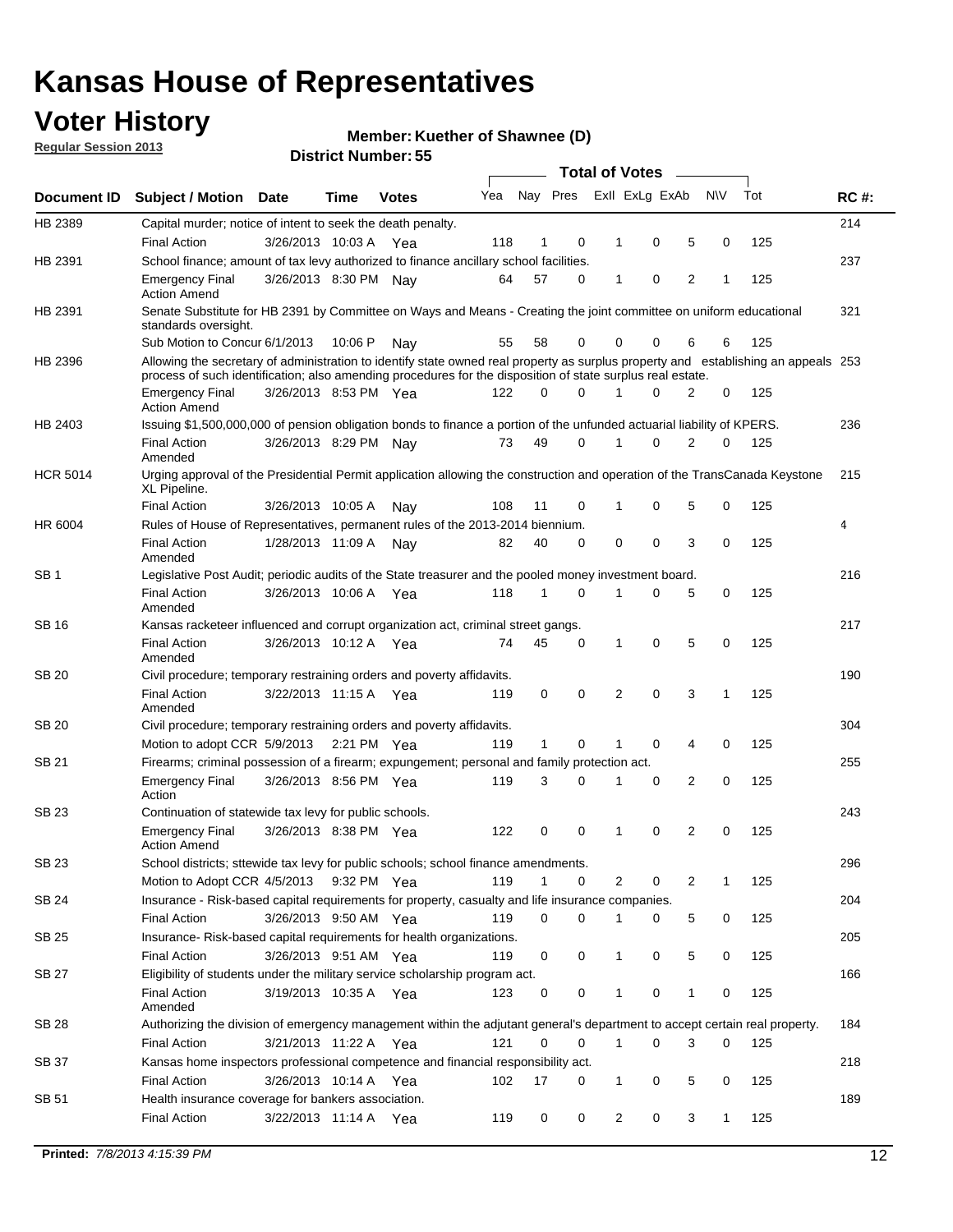# Kansas House of Representatives

## Voter History

**Regular Session 2013**

**Member: Kuether of Shawnee (D)**

**District Number: 55**

| Document ID | Subject / Motion | Date | Time | Votes | Yea | Nay | Pres | ExII | ExLg | ExAb | N\V | Tot | RC #: |
|---|---|---|---|---|---|---|---|---|---|---|---|---|---|
| HB 2389 | Capital murder; notice of intent to seek the death penalty. | | | | | | | | | | | | 214 |
| | Final Action | 3/26/2013 | 10:03 A | Yea | 118 | 1 | 0 | 1 | 0 | 5 | 0 | 125 | |
| HB 2391 | School finance; amount of tax levy authorized to finance ancillary school facilities. | | | | | | | | | | | | 237 |
| | Emergency Final Action Amend | 3/26/2013 | 8:30 PM | Nay | 64 | 57 | 0 | 1 | 0 | 2 | 1 | 125 | |
| HB 2391 | Senate Substitute for HB 2391 by Committee on Ways and Means - Creating the joint committee on uniform educational standards oversight. | | | | | | | | | | | | 321 |
| | Sub Motion to Concur | 6/1/2013 | 10:06 P | Nay | 55 | 58 | 0 | 0 | 0 | 6 | 6 | 125 | |
| HB 2396 | Allowing the secretary of administration to identify state owned real property as surplus property and establishing an appeals process for such identification; also amending procedures for the disposition of state surplus real estate. | | | | | | | | | | | | 253 |
| | Emergency Final Action Amend | 3/26/2013 | 8:53 PM | Yea | 122 | 0 | 0 | 1 | 0 | 2 | 0 | 125 | |
| HB 2403 | Issuing $1,500,000,000 of pension obligation bonds to finance a portion of the unfunded actuarial liability of KPERS. | | | | | | | | | | | | 236 |
| | Final Action Amended | 3/26/2013 | 8:29 PM | Nay | 73 | 49 | 0 | 1 | 0 | 2 | 0 | 125 | |
| HCR 5014 | Urging approval of the Presidential Permit application allowing the construction and operation of the TransCanada Keystone XL Pipeline. | | | | | | | | | | | | 215 |
| | Final Action | 3/26/2013 | 10:05 A | Nay | 108 | 11 | 0 | 1 | 0 | 5 | 0 | 125 | |
| HR 6004 | Rules of House of Representatives, permanent rules of the 2013-2014 biennium. | | | | | | | | | | | | 4 |
| | Final Action Amended | 1/28/2013 | 11:09 A | Nay | 82 | 40 | 0 | 0 | 0 | 3 | 0 | 125 | |
| SB 1 | Legislative Post Audit; periodic audits of the State treasurer and the pooled money investment board. | | | | | | | | | | | | 216 |
| | Final Action Amended | 3/26/2013 | 10:06 A | Yea | 118 | 1 | 0 | 1 | 0 | 5 | 0 | 125 | |
| SB 16 | Kansas racketeer influenced and corrupt organization act, criminal street gangs. | | | | | | | | | | | | 217 |
| | Final Action Amended | 3/26/2013 | 10:12 A | Yea | 74 | 45 | 0 | 1 | 0 | 5 | 0 | 125 | |
| SB 20 | Civil procedure; temporary restraining orders and poverty affidavits. | | | | | | | | | | | | 190 |
| | Final Action Amended | 3/22/2013 | 11:15 A | Yea | 119 | 0 | 0 | 2 | 0 | 3 | 1 | 125 | |
| SB 20 | Civil procedure; temporary restraining orders and poverty affidavits. | | | | | | | | | | | | 304 |
| | Motion to adopt CCR | 5/9/2013 | 2:21 PM | Yea | 119 | 1 | 0 | 1 | 0 | 4 | 0 | 125 | |
| SB 21 | Firearms; criminal possession of a firearm; expungement; personal and family protection act. | | | | | | | | | | | | 255 |
| | Emergency Final Action | 3/26/2013 | 8:56 PM | Yea | 119 | 3 | 0 | 1 | 0 | 2 | 0 | 125 | |
| SB 23 | Continuation of statewide tax levy for public schools. | | | | | | | | | | | | 243 |
| | Emergency Final Action Amend | 3/26/2013 | 8:38 PM | Yea | 122 | 0 | 0 | 1 | 0 | 2 | 0 | 125 | |
| SB 23 | School districts; sttewide tax levy for public schools; school finance amendments. | | | | | | | | | | | | 296 |
| | Motion to Adopt CCR | 4/5/2013 | 9:32 PM | Yea | 119 | 1 | 0 | 2 | 0 | 2 | 1 | 125 | |
| SB 24 | Insurance - Risk-based capital requirements for property, casualty and life insurance companies. | | | | | | | | | | | | 204 |
| | Final Action | 3/26/2013 | 9:50 AM | Yea | 119 | 0 | 0 | 1 | 0 | 5 | 0 | 125 | |
| SB 25 | Insurance- Risk-based capital requirements for health organizations. | | | | | | | | | | | | 205 |
| | Final Action | 3/26/2013 | 9:51 AM | Yea | 119 | 0 | 0 | 1 | 0 | 5 | 0 | 125 | |
| SB 27 | Eligibility of students under the military service scholarship program act. | | | | | | | | | | | | 166 |
| | Final Action Amended | 3/19/2013 | 10:35 A | Yea | 123 | 0 | 0 | 1 | 0 | 1 | 0 | 125 | |
| SB 28 | Authorizing the division of emergency management within the adjutant general's department to accept certain real property. | | | | | | | | | | | | 184 |
| | Final Action | 3/21/2013 | 11:22 A | Yea | 121 | 0 | 0 | 1 | 0 | 3 | 0 | 125 | |
| SB 37 | Kansas home inspectors professional competence and financial responsibility act. | | | | | | | | | | | | 218 |
| | Final Action | 3/26/2013 | 10:14 A | Yea | 102 | 17 | 0 | 1 | 0 | 5 | 0 | 125 | |
| SB 51 | Health insurance coverage for bankers association. | | | | | | | | | | | | 189 |
| | Final Action | 3/22/2013 | 11:14 A | Yea | 119 | 0 | 0 | 2 | 0 | 3 | 1 | 125 | |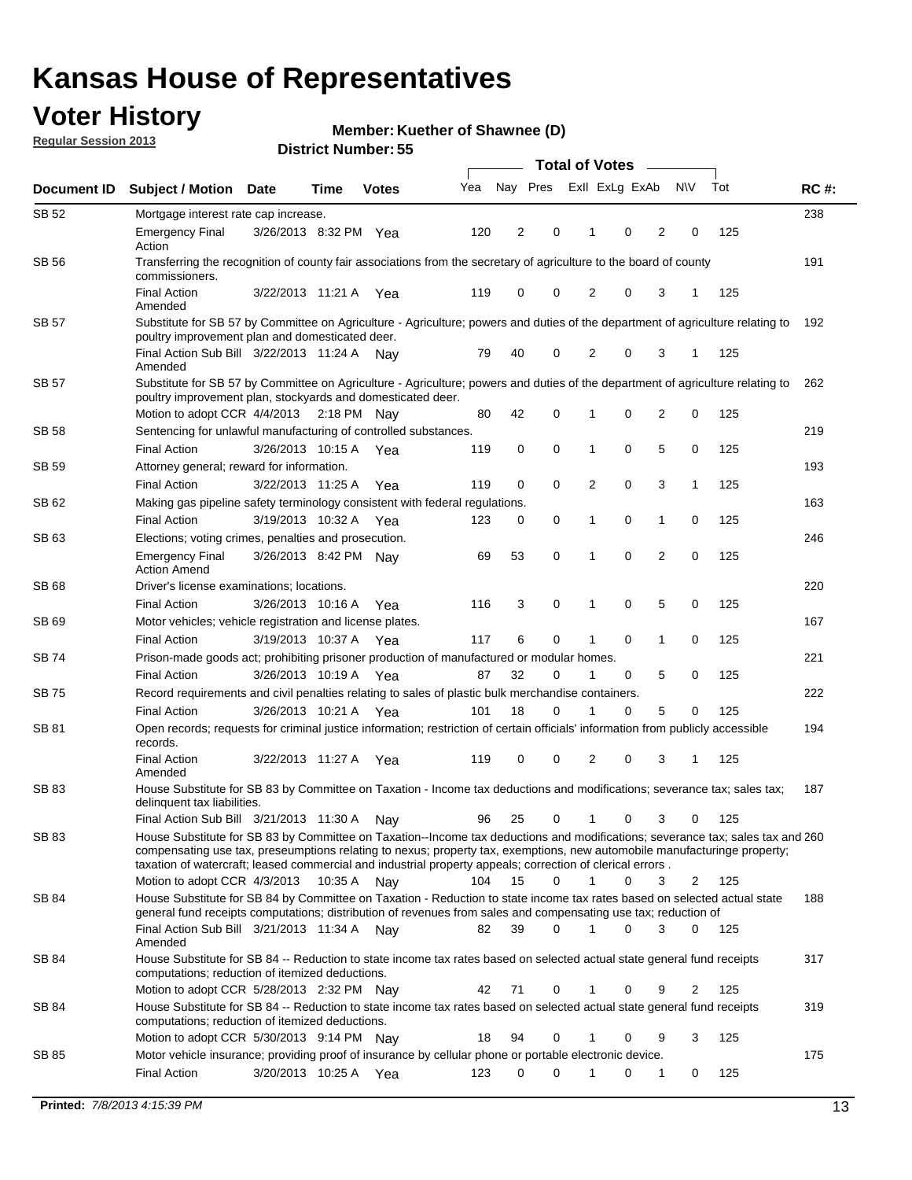# Kansas House of Representatives

## Voter History

**Regular Session 2013**

**Member: Kuether of Shawnee (D)**

**District Number: 55**

| Document ID | Subject / Motion | Date | Time | Votes | Yea | Nay | Pres | ExII | ExLg | ExAb | N\V | Tot | RC #: |
|---|---|---|---|---|---|---|---|---|---|---|---|---|---|
| SB 52 | Mortgage interest rate cap increase. | | | | | | | | | | | | 238 |
| | Emergency Final Action | 3/26/2013 | 8:32 PM | Yea | 120 | 2 | 0 | 1 | 0 | 2 | 0 | 125 | |
| SB 56 | Transferring the recognition of county fair associations from the secretary of agriculture to the board of county commissioners. | | | | | | | | | | | | 191 |
| | Final Action Amended | 3/22/2013 | 11:21 A | Yea | 119 | 0 | 0 | 2 | 0 | 3 | 1 | 125 | |
| SB 57 | Substitute for SB 57 by Committee on Agriculture - Agriculture; powers and duties of the department of agriculture relating to poultry improvement plan and domesticated deer. | | | | | | | | | | | | 192 |
| | Final Action Sub Bill Amended | 3/22/2013 | 11:24 A | Nay | 79 | 40 | 0 | 2 | 0 | 3 | 1 | 125 | |
| SB 57 | Substitute for SB 57 by Committee on Agriculture - Agriculture; powers and duties of the department of agriculture relating to poultry improvement plan, stockyards and domesticated deer. | | | | | | | | | | | | 262 |
| | Motion to adopt CCR | 4/4/2013 | 2:18 PM | Nay | 80 | 42 | 0 | 1 | 0 | 2 | 0 | 125 | |
| SB 58 | Sentencing for unlawful manufacturing of controlled substances. | | | | | | | | | | | | 219 |
| | Final Action | 3/26/2013 | 10:15 A | Yea | 119 | 0 | 0 | 1 | 0 | 5 | 0 | 125 | |
| SB 59 | Attorney general; reward for information. | | | | | | | | | | | | 193 |
| | Final Action | 3/22/2013 | 11:25 A | Yea | 119 | 0 | 0 | 2 | 0 | 3 | 1 | 125 | |
| SB 62 | Making gas pipeline safety terminology consistent with federal regulations. | | | | | | | | | | | | 163 |
| | Final Action | 3/19/2013 | 10:32 A | Yea | 123 | 0 | 0 | 1 | 0 | 1 | 0 | 125 | |
| SB 63 | Elections; voting crimes, penalties and prosecution. | | | | | | | | | | | | 246 |
| | Emergency Final Action Amend | 3/26/2013 | 8:42 PM | Nay | 69 | 53 | 0 | 1 | 0 | 2 | 0 | 125 | |
| SB 68 | Driver's license examinations; locations. | | | | | | | | | | | | 220 |
| | Final Action | 3/26/2013 | 10:16 A | Yea | 116 | 3 | 0 | 1 | 0 | 5 | 0 | 125 | |
| SB 69 | Motor vehicles; vehicle registration and license plates. | | | | | | | | | | | | 167 |
| | Final Action | 3/19/2013 | 10:37 A | Yea | 117 | 6 | 0 | 1 | 0 | 1 | 0 | 125 | |
| SB 74 | Prison-made goods act; prohibiting prisoner production of manufactured or modular homes. | | | | | | | | | | | | 221 |
| | Final Action | 3/26/2013 | 10:19 A | Yea | 87 | 32 | 0 | 1 | 0 | 5 | 0 | 125 | |
| SB 75 | Record requirements and civil penalties relating to sales of plastic bulk merchandise containers. | | | | | | | | | | | | 222 |
| | Final Action | 3/26/2013 | 10:21 A | Yea | 101 | 18 | 0 | 1 | 0 | 5 | 0 | 125 | |
| SB 81 | Open records; requests for criminal justice information; restriction of certain officials' information from publicly accessible records. | | | | | | | | | | | | 194 |
| | Final Action Amended | 3/22/2013 | 11:27 A | Yea | 119 | 0 | 0 | 2 | 0 | 3 | 1 | 125 | |
| SB 83 | House Substitute for SB 83 by Committee on Taxation - Income tax deductions and modifications; severance tax; sales tax; delinquent tax liabilities. | | | | | | | | | | | | 187 |
| | Final Action Sub Bill | 3/21/2013 | 11:30 A | Nay | 96 | 25 | 0 | 1 | 0 | 3 | 0 | 125 | |
| SB 83 | House Substitute for SB 83 by Committee on Taxation--Income tax deductions and modifications; severance tax; sales tax and compensating use tax, preseumptions relating to nexus; property tax, exemptions, new automobile manufacturinge property; taxation of watercraft; leased commercial and industrial property appeals; correction of clerical errors . | | | | | | | | | | | | 260 |
| | Motion to adopt CCR | 4/3/2013 | 10:35 A | Nay | 104 | 15 | 0 | 1 | 0 | 3 | 2 | 125 | |
| SB 84 | House Substitute for SB 84 by Committee on Taxation - Reduction to state income tax rates based on selected actual state general fund receipts computations; distribution of revenues from sales and compensating use tax; reduction of | | | | | | | | | | | | 188 |
| | Final Action Sub Bill Amended | 3/21/2013 | 11:34 A | Nay | 82 | 39 | 0 | 1 | 0 | 3 | 0 | 125 | |
| SB 84 | House Substitute for SB 84 -- Reduction to state income tax rates based on selected actual state general fund receipts computations; reduction of itemized deductions. | | | | | | | | | | | | 317 |
| | Motion to adopt CCR | 5/28/2013 | 2:32 PM | Nay | 42 | 71 | 0 | 1 | 0 | 9 | 2 | 125 | |
| SB 84 | House Substitute for SB 84 -- Reduction to state income tax rates based on selected actual state general fund receipts computations; reduction of itemized deductions. | | | | | | | | | | | | 319 |
| | Motion to adopt CCR | 5/30/2013 | 9:14 PM | Nay | 18 | 94 | 0 | 1 | 0 | 9 | 3 | 125 | |
| SB 85 | Motor vehicle insurance; providing proof of insurance by cellular phone or portable electronic device. | | | | | | | | | | | | 175 |
| | Final Action | 3/20/2013 | 10:25 A | Yea | 123 | 0 | 0 | 1 | 0 | 1 | 0 | 125 | |

**Printed:** *7/8/2013 4:15:39 PM*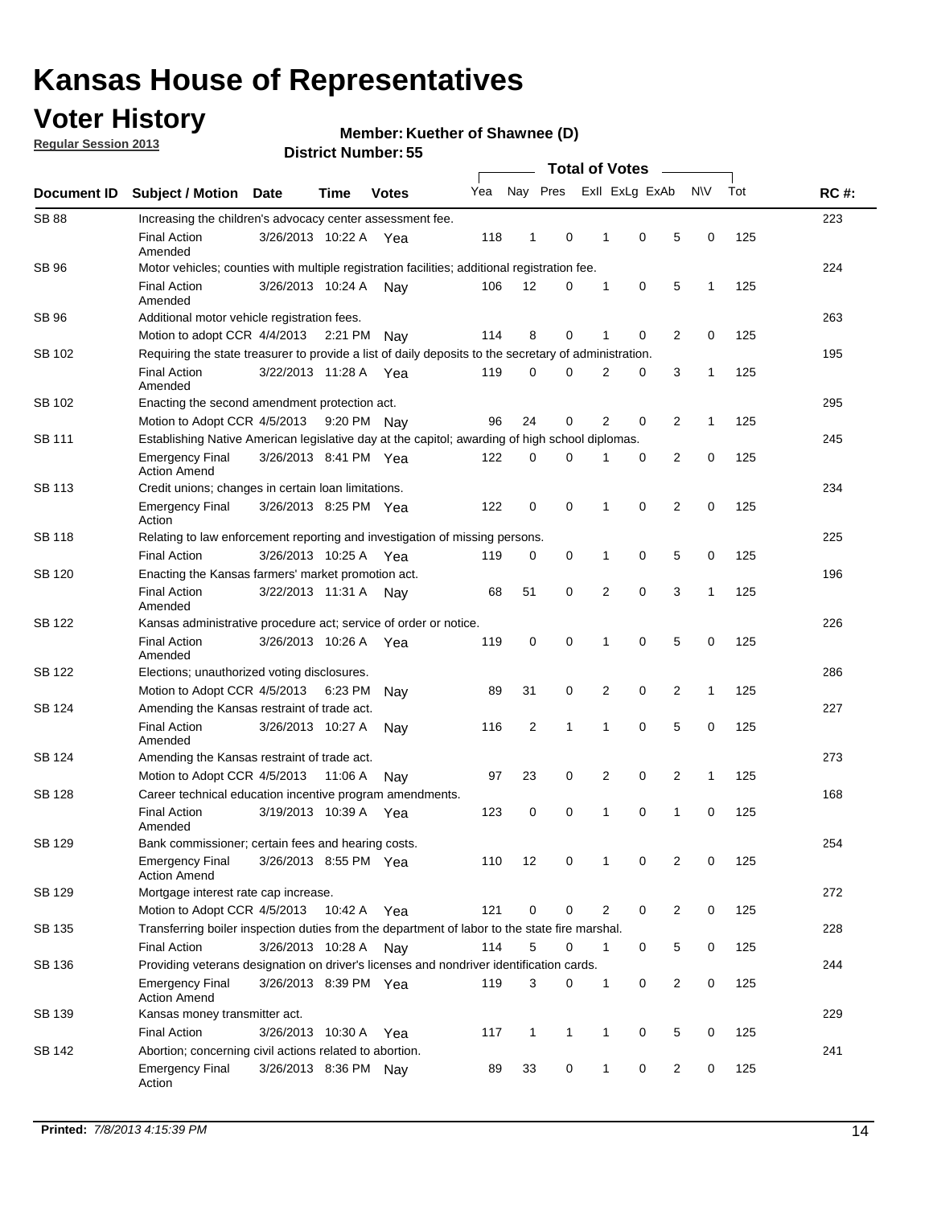# Kansas House of Representatives

## Voter History

**Regular Session 2013**

**Member: Kuether of Shawnee (D)**

**District Number: 55**

| Document ID | Subject / Motion | Date | Time | Votes | Yea | Nay | Pres | ExII | ExLg | ExAb | N\V | Tot | RC #: |
|---|---|---|---|---|---|---|---|---|---|---|---|---|---|
| SB 88 | Increasing the children's advocacy center assessment fee. | | | | | | | | | | | | 223 |
| | Final Action Amended | 3/26/2013 | 10:22 A | Yea | 118 | 1 | 0 | 1 | 0 | 5 | 0 | 125 | |
| SB 96 | Motor vehicles; counties with multiple registration facilities; additional registration fee. | | | | | | | | | | | | 224 |
| | Final Action Amended | 3/26/2013 | 10:24 A | Nay | 106 | 12 | 0 | 1 | 0 | 5 | 1 | 125 | |
| SB 96 | Additional motor vehicle registration fees. | | | | | | | | | | | | 263 |
| | Motion to adopt CCR | 4/4/2013 | 2:21 PM | Nay | 114 | 8 | 0 | 1 | 0 | 2 | 0 | 125 | |
| SB 102 | Requiring the state treasurer to provide a list of daily deposits to the secretary of administration. | | | | | | | | | | | | 195 |
| | Final Action Amended | 3/22/2013 | 11:28 A | Yea | 119 | 0 | 0 | 2 | 0 | 3 | 1 | 125 | |
| SB 102 | Enacting the second amendment protection act. | | | | | | | | | | | | 295 |
| | Motion to Adopt CCR | 4/5/2013 | 9:20 PM | Nay | 96 | 24 | 0 | 2 | 0 | 2 | 1 | 125 | |
| SB 111 | Establishing Native American legislative day at the capitol; awarding of high school diplomas. | | | | | | | | | | | | 245 |
| | Emergency Final Action Amend | 3/26/2013 | 8:41 PM | Yea | 122 | 0 | 0 | 1 | 0 | 2 | 0 | 125 | |
| SB 113 | Credit unions; changes in certain loan limitations. | | | | | | | | | | | | 234 |
| | Emergency Final Action | 3/26/2013 | 8:25 PM | Yea | 122 | 0 | 0 | 1 | 0 | 2 | 0 | 125 | |
| SB 118 | Relating to law enforcement reporting and investigation of missing persons. | | | | | | | | | | | | 225 |
| | Final Action | 3/26/2013 | 10:25 A | Yea | 119 | 0 | 0 | 1 | 0 | 5 | 0 | 125 | |
| SB 120 | Enacting the Kansas farmers' market promotion act. | | | | | | | | | | | | 196 |
| | Final Action Amended | 3/22/2013 | 11:31 A | Nay | 68 | 51 | 0 | 2 | 0 | 3 | 1 | 125 | |
| SB 122 | Kansas administrative procedure act; service of order or notice. | | | | | | | | | | | | 226 |
| | Final Action Amended | 3/26/2013 | 10:26 A | Yea | 119 | 0 | 0 | 1 | 0 | 5 | 0 | 125 | |
| SB 122 | Elections; unauthorized voting disclosures. | | | | | | | | | | | | 286 |
| | Motion to Adopt CCR | 4/5/2013 | 6:23 PM | Nay | 89 | 31 | 0 | 2 | 0 | 2 | 1 | 125 | |
| SB 124 | Amending the Kansas restraint of trade act. | | | | | | | | | | | | 227 |
| | Final Action Amended | 3/26/2013 | 10:27 A | Nay | 116 | 2 | 1 | 1 | 0 | 5 | 0 | 125 | |
| SB 124 | Amending the Kansas restraint of trade act. | | | | | | | | | | | | 273 |
| | Motion to Adopt CCR | 4/5/2013 | 11:06 A | Nay | 97 | 23 | 0 | 2 | 0 | 2 | 1 | 125 | |
| SB 128 | Career technical education incentive program amendments. | | | | | | | | | | | | 168 |
| | Final Action Amended | 3/19/2013 | 10:39 A | Yea | 123 | 0 | 0 | 1 | 0 | 1 | 0 | 125 | |
| SB 129 | Bank commissioner; certain fees and hearing costs. | | | | | | | | | | | | 254 |
| | Emergency Final Action Amend | 3/26/2013 | 8:55 PM | Yea | 110 | 12 | 0 | 1 | 0 | 2 | 0 | 125 | |
| SB 129 | Mortgage interest rate cap increase. | | | | | | | | | | | | 272 |
| | Motion to Adopt CCR | 4/5/2013 | 10:42 A | Yea | 121 | 0 | 0 | 2 | 0 | 2 | 0 | 125 | |
| SB 135 | Transferring boiler inspection duties from the department of labor to the state fire marshal. | | | | | | | | | | | | 228 |
| | Final Action | 3/26/2013 | 10:28 A | Nay | 114 | 5 | 0 | 1 | 0 | 5 | 0 | 125 | |
| SB 136 | Providing veterans designation on driver's licenses and nondriver identification cards. | | | | | | | | | | | | 244 |
| | Emergency Final Action Amend | 3/26/2013 | 8:39 PM | Yea | 119 | 3 | 0 | 1 | 0 | 2 | 0 | 125 | |
| SB 139 | Kansas money transmitter act. | | | | | | | | | | | | 229 |
| | Final Action | 3/26/2013 | 10:30 A | Yea | 117 | 1 | 1 | 1 | 0 | 5 | 0 | 125 | |
| SB 142 | Abortion; concerning civil actions related to abortion. | | | | | | | | | | | | 241 |
| | Emergency Final Action | 3/26/2013 | 8:36 PM | Nay | 89 | 33 | 0 | 1 | 0 | 2 | 0 | 125 | |

**Printed:** *7/8/2013 4:15:39 PM*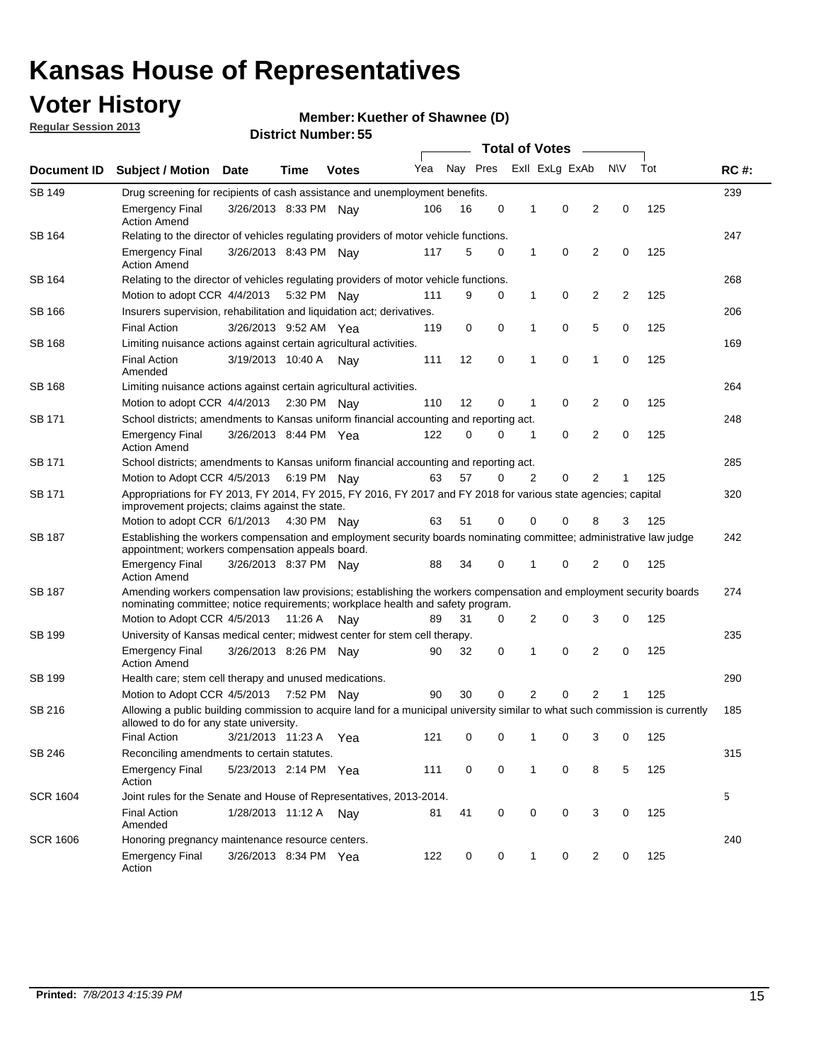# Kansas House of Representatives

## Voter History

**Regular Session 2013**

**Member: Kuether of Shawnee (D)**

**District Number: 55**

| Document ID | Subject / Motion | Date | Time | Votes | Yea | Nay | Pres | ExII | ExLg | ExAb | N\V | Tot | RC #: |
|---|---|---|---|---|---|---|---|---|---|---|---|---|---|
| SB 149 | Drug screening for recipients of cash assistance and unemployment benefits. | | | | | | | | | | | | 239 |
| | Emergency Final Action Amend | 3/26/2013 | 8:33 PM | Nay | 106 | 16 | 0 | 1 | 0 | 2 | 0 | 125 | |
| SB 164 | Relating to the director of vehicles regulating providers of motor vehicle functions. | | | | | | | | | | | | 247 |
| | Emergency Final Action Amend | 3/26/2013 | 8:43 PM | Nay | 117 | 5 | 0 | 1 | 0 | 2 | 0 | 125 | |
| SB 164 | Relating to the director of vehicles regulating providers of motor vehicle functions. | | | | | | | | | | | | 268 |
| | Motion to adopt CCR | 4/4/2013 | 5:32 PM | Nay | 111 | 9 | 0 | 1 | 0 | 2 | 2 | 125 | |
| SB 166 | Insurers supervision, rehabilitation and liquidation act; derivatives. | | | | | | | | | | | | 206 |
| | Final Action | 3/26/2013 | 9:52 AM | Yea | 119 | 0 | 0 | 1 | 0 | 5 | 0 | 125 | |
| SB 168 | Limiting nuisance actions against certain agricultural activities. | | | | | | | | | | | | 169 |
| | Final Action Amended | 3/19/2013 | 10:40 A | Nay | 111 | 12 | 0 | 1 | 0 | 1 | 0 | 125 | |
| SB 168 | Limiting nuisance actions against certain agricultural activities. | | | | | | | | | | | | 264 |
| | Motion to adopt CCR | 4/4/2013 | 2:30 PM | Nay | 110 | 12 | 0 | 1 | 0 | 2 | 0 | 125 | |
| SB 171 | School districts; amendments to Kansas uniform financial accounting and reporting act. | | | | | | | | | | | | 248 |
| | Emergency Final Action Amend | 3/26/2013 | 8:44 PM | Yea | 122 | 0 | 0 | 1 | 0 | 2 | 0 | 125 | |
| SB 171 | School districts; amendments to Kansas uniform financial accounting and reporting act. | | | | | | | | | | | | 285 |
| | Motion to Adopt CCR | 4/5/2013 | 6:19 PM | Nay | 63 | 57 | 0 | 2 | 0 | 2 | 1 | 125 | |
| SB 171 | Appropriations for FY 2013, FY 2014, FY 2015, FY 2016, FY 2017 and FY 2018 for various state agencies; capital improvement projects; claims against the state. | | | | | | | | | | | | 320 |
| | Motion to adopt CCR | 6/1/2013 | 4:30 PM | Nay | 63 | 51 | 0 | 0 | 0 | 8 | 3 | 125 | |
| SB 187 | Establishing the workers compensation and employment security boards nominating committee; administrative law judge appointment; workers compensation appeals board. | | | | | | | | | | | | 242 |
| | Emergency Final Action Amend | 3/26/2013 | 8:37 PM | Nay | 88 | 34 | 0 | 1 | 0 | 2 | 0 | 125 | |
| SB 187 | Amending workers compensation law provisions; establishing the workers compensation and employment security boards nominating committee; notice requirements; workplace health and safety program. | | | | | | | | | | | | 274 |
| | Motion to Adopt CCR | 4/5/2013 | 11:26 A | Nay | 89 | 31 | 0 | 2 | 0 | 3 | 0 | 125 | |
| SB 199 | University of Kansas medical center; midwest center for stem cell therapy. | | | | | | | | | | | | 235 |
| | Emergency Final Action Amend | 3/26/2013 | 8:26 PM | Nay | 90 | 32 | 0 | 1 | 0 | 2 | 0 | 125 | |
| SB 199 | Health care; stem cell therapy and unused medications. | | | | | | | | | | | | 290 |
| | Motion to Adopt CCR | 4/5/2013 | 7:52 PM | Nay | 90 | 30 | 0 | 2 | 0 | 2 | 1 | 125 | |
| SB 216 | Allowing a public building commission to acquire land for a municipal university similar to what such commission is currently allowed to do for any state university. | | | | | | | | | | | | 185 |
| | Final Action | 3/21/2013 | 11:23 A | Yea | 121 | 0 | 0 | 1 | 0 | 3 | 0 | 125 | |
| SB 246 | Reconciling amendments to certain statutes. | | | | | | | | | | | | 315 |
| | Emergency Final Action | 5/23/2013 | 2:14 PM | Yea | 111 | 0 | 0 | 1 | 0 | 8 | 5 | 125 | |
| SCR 1604 | Joint rules for the Senate and House of Representatives, 2013-2014. | | | | | | | | | | | | 5 |
| | Final Action Amended | 1/28/2013 | 11:12 A | Nay | 81 | 41 | 0 | 0 | 0 | 3 | 0 | 125 | |
| SCR 1606 | Honoring pregnancy maintenance resource centers. | | | | | | | | | | | | 240 |
| | Emergency Final Action | 3/26/2013 | 8:34 PM | Yea | 122 | 0 | 0 | 1 | 0 | 2 | 0 | 125 | |

**Printed:** *7/8/2013 4:15:39 PM*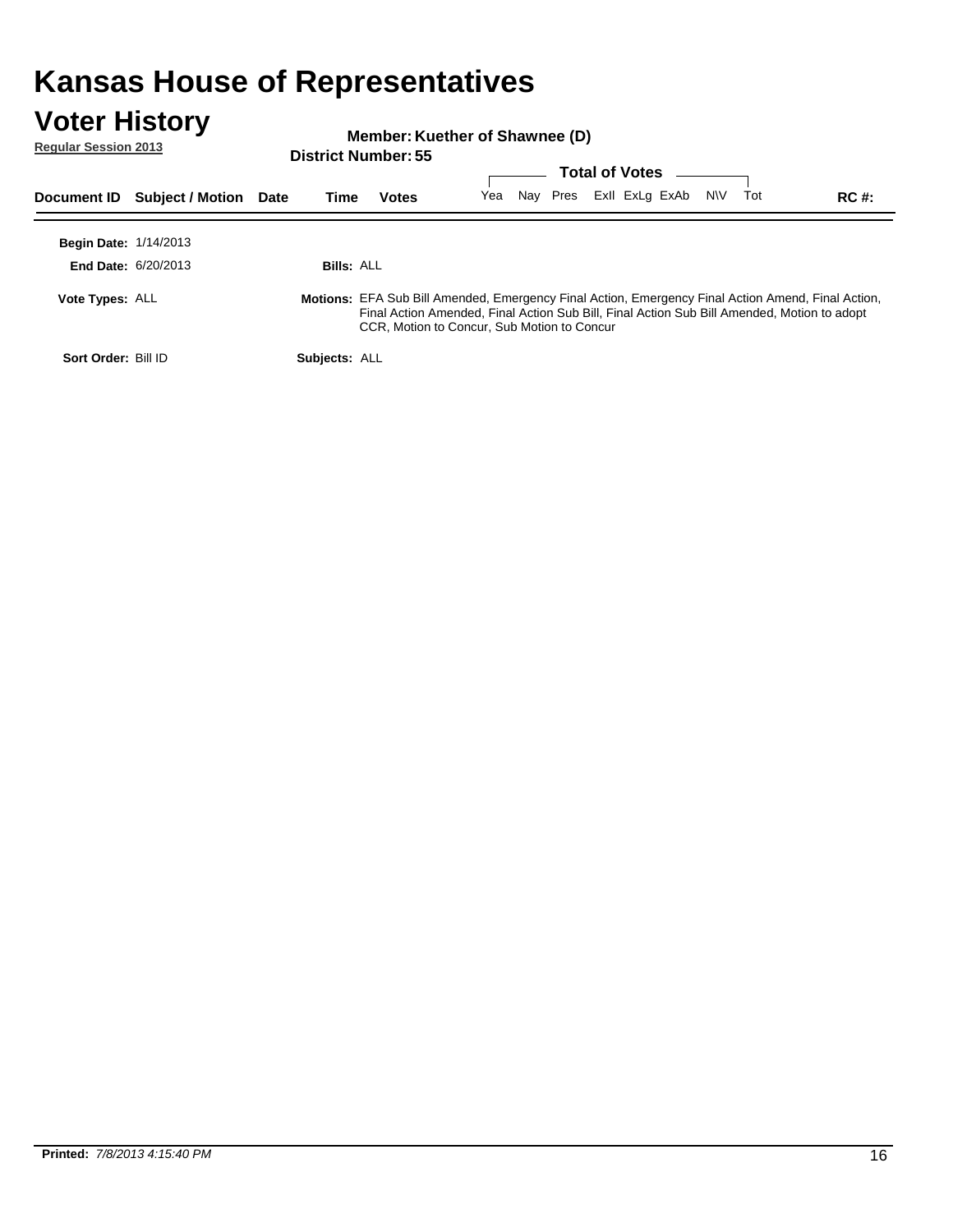# Kansas House of Representatives

## Voter History

**Regular Session 2013**

**Member:** Kuether of Shawnee (D)

**District Number:** 55

| Document ID | Subject / Motion | Date | Time | Votes | Yea | Nay | Pres | ExII | ExLg | ExAb | N\V | Tot | RC #: |
|---|---|---|---|---|---|---|---|---|---|---|---|---|---|

(Total of Votes: Yea, Nay, Pres, ExII, ExLg, ExAb, N\V, Tot)

**Begin Date:** 1/14/2013

**End Date:** 6/20/2013

**Bills:** ALL

**Vote Types:** ALL

**Motions:** EFA Sub Bill Amended, Emergency Final Action, Emergency Final Action Amend, Final Action, Final Action Amended, Final Action Sub Bill, Final Action Sub Bill Amended, Motion to adopt CCR, Motion to Concur, Sub Motion to Concur

**Sort Order:** Bill ID

**Subjects:** ALL

**Printed:** *7/8/2013 4:15:40 PM*